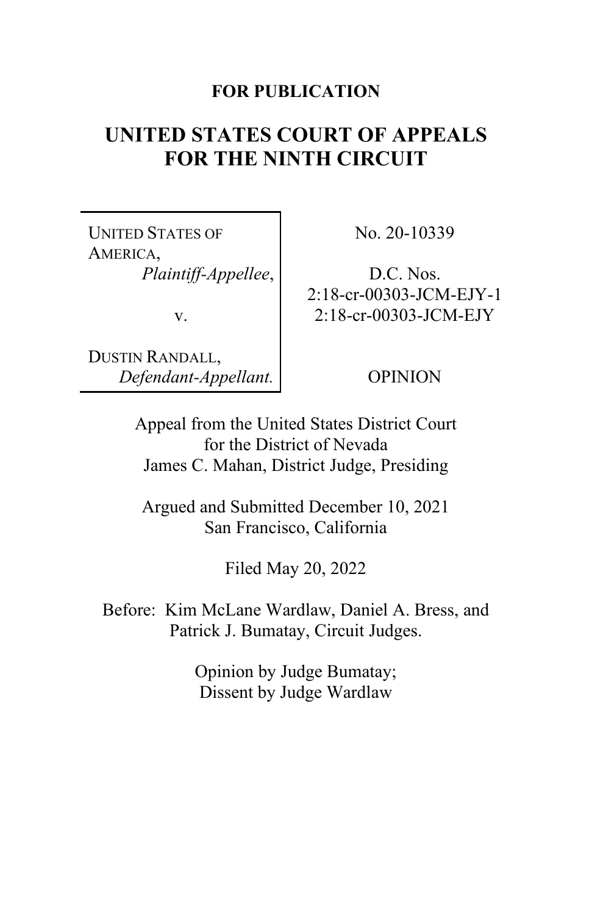**FOR PUBLICATION**

# UNITED STATES COURT OF APPEALS FOR THE NINTH CIRCUIT

| | |
|---|---|
| UNITED STATES OF AMERICA, *Plaintiff-Appellee*, v. DUSTIN RANDALL, *Defendant-Appellant.* | No. 20-10339 D.C. Nos. 2:18-cr-00303-JCM-EJY-1 2:18-cr-00303-JCM-EJY OPINION |

Appeal from the United States District Court for the District of Nevada
James C. Mahan, District Judge, Presiding

Argued and Submitted December 10, 2021
San Francisco, California

Filed May 20, 2022

Before: Kim McLane Wardlaw, Daniel A. Bress, and Patrick J. Bumatay, Circuit Judges.

Opinion by Judge Bumatay;
Dissent by Judge Wardlaw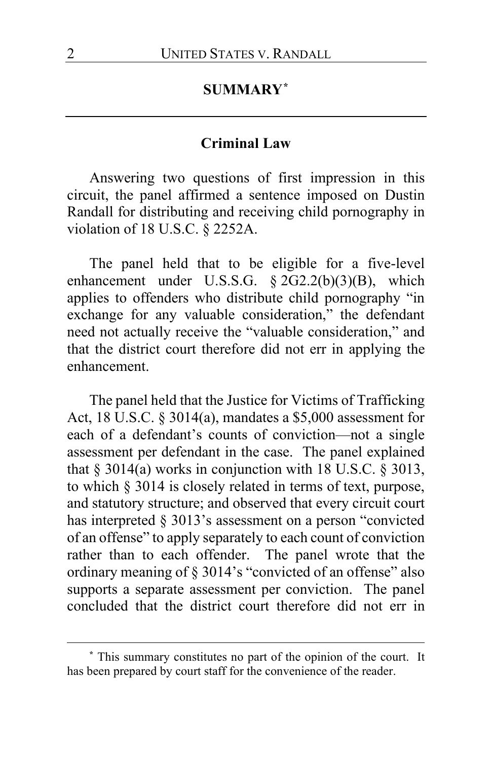## SUMMARY[*]

### Criminal Law

Answering two questions of first impression in this circuit, the panel affirmed a sentence imposed on Dustin Randall for distributing and receiving child pornography in violation of 18 U.S.C. § 2252A.

The panel held that to be eligible for a five-level enhancement under U.S.S.G. § 2G2.2(b)(3)(B), which applies to offenders who distribute child pornography "in exchange for any valuable consideration," the defendant need not actually receive the "valuable consideration," and that the district court therefore did not err in applying the enhancement.

The panel held that the Justice for Victims of Trafficking Act, 18 U.S.C. § 3014(a), mandates a $5,000 assessment for each of a defendant's counts of conviction—not a single assessment per defendant in the case. The panel explained that § 3014(a) works in conjunction with 18 U.S.C. § 3013, to which § 3014 is closely related in terms of text, purpose, and statutory structure; and observed that every circuit court has interpreted § 3013's assessment on a person "convicted of an offense" to apply separately to each count of conviction rather than to each offender. The panel wrote that the ordinary meaning of § 3014's "convicted of an offense" also supports a separate assessment per conviction. The panel concluded that the district court therefore did not err in

---

[*] This summary constitutes no part of the opinion of the court. It has been prepared by court staff for the convenience of the reader.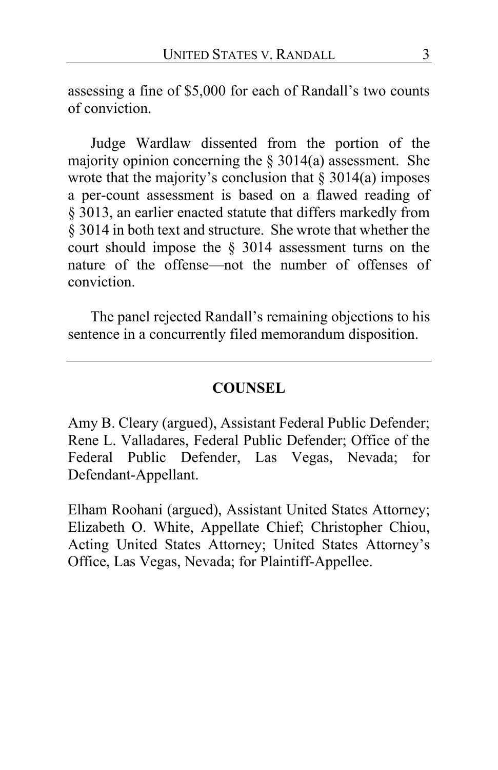assessing a fine of $5,000 for each of Randall's two counts of conviction.

Judge Wardlaw dissented from the portion of the majority opinion concerning the § 3014(a) assessment. She wrote that the majority's conclusion that § 3014(a) imposes a per-count assessment is based on a flawed reading of § 3013, an earlier enacted statute that differs markedly from § 3014 in both text and structure. She wrote that whether the court should impose the § 3014 assessment turns on the nature of the offense—not the number of offenses of conviction.

The panel rejected Randall's remaining objections to his sentence in a concurrently filed memorandum disposition.

---

## COUNSEL

Amy B. Cleary (argued), Assistant Federal Public Defender; Rene L. Valladares, Federal Public Defender; Office of the Federal Public Defender, Las Vegas, Nevada; for Defendant-Appellant.

Elham Roohani (argued), Assistant United States Attorney; Elizabeth O. White, Appellate Chief; Christopher Chiou, Acting United States Attorney; United States Attorney's Office, Las Vegas, Nevada; for Plaintiff-Appellee.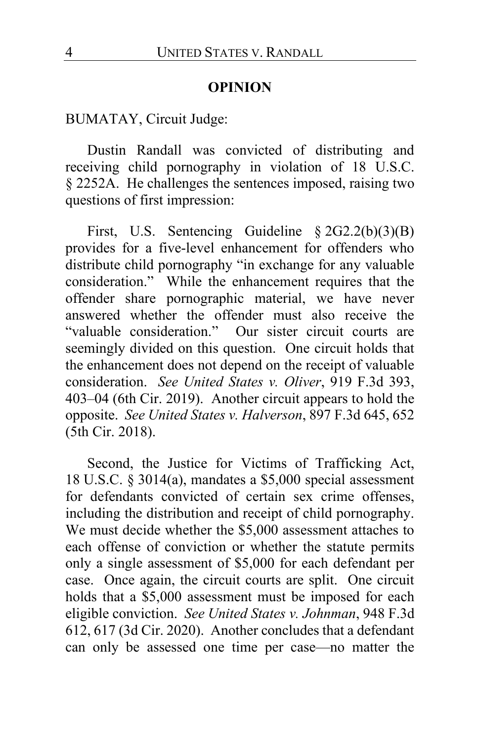## OPINION

BUMATAY, Circuit Judge:

Dustin Randall was convicted of distributing and receiving child pornography in violation of 18 U.S.C. § 2252A. He challenges the sentences imposed, raising two questions of first impression:

First, U.S. Sentencing Guideline § 2G2.2(b)(3)(B) provides for a five-level enhancement for offenders who distribute child pornography "in exchange for any valuable consideration." While the enhancement requires that the offender share pornographic material, we have never answered whether the offender must also receive the "valuable consideration." Our sister circuit courts are seemingly divided on this question. One circuit holds that the enhancement does not depend on the receipt of valuable consideration. *See United States v. Oliver*, 919 F.3d 393, 403–04 (6th Cir. 2019). Another circuit appears to hold the opposite. *See United States v. Halverson*, 897 F.3d 645, 652 (5th Cir. 2018).

Second, the Justice for Victims of Trafficking Act, 18 U.S.C. § 3014(a), mandates a $5,000 special assessment for defendants convicted of certain sex crime offenses, including the distribution and receipt of child pornography. We must decide whether the $5,000 assessment attaches to each offense of conviction or whether the statute permits only a single assessment of $5,000 for each defendant per case. Once again, the circuit courts are split. One circuit holds that a $5,000 assessment must be imposed for each eligible conviction. *See United States v. Johnman*, 948 F.3d 612, 617 (3d Cir. 2020). Another concludes that a defendant can only be assessed one time per case—no matter the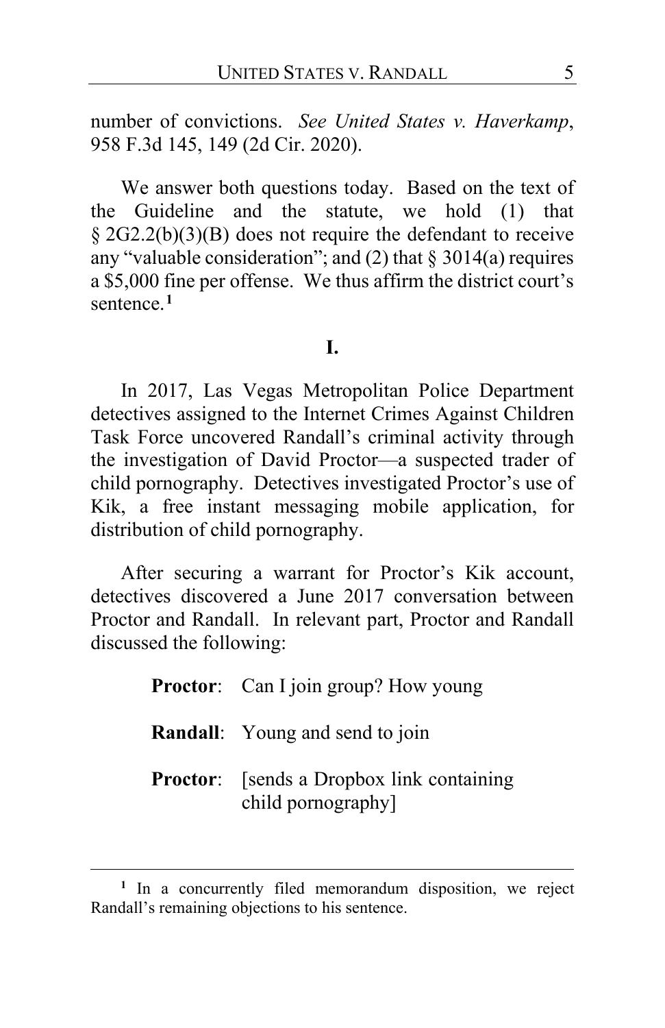number of convictions. *See United States v. Haverkamp*, 958 F.3d 145, 149 (2d Cir. 2020).

We answer both questions today. Based on the text of the Guideline and the statute, we hold (1) that § 2G2.2(b)(3)(B) does not require the defendant to receive any "valuable consideration"; and (2) that § 3014(a) requires a $5,000 fine per offense. We thus affirm the district court's sentence.[1]

## I.

In 2017, Las Vegas Metropolitan Police Department detectives assigned to the Internet Crimes Against Children Task Force uncovered Randall's criminal activity through the investigation of David Proctor—a suspected trader of child pornography. Detectives investigated Proctor's use of Kik, a free instant messaging mobile application, for distribution of child pornography.

After securing a warrant for Proctor's Kik account, detectives discovered a June 2017 conversation between Proctor and Randall. In relevant part, Proctor and Randall discussed the following:

> **Proctor**: Can I join group? How young
>
> **Randall**: Young and send to join
>
> **Proctor**: [sends a Dropbox link containing child pornography]

---

[1] In a concurrently filed memorandum disposition, we reject Randall's remaining objections to his sentence.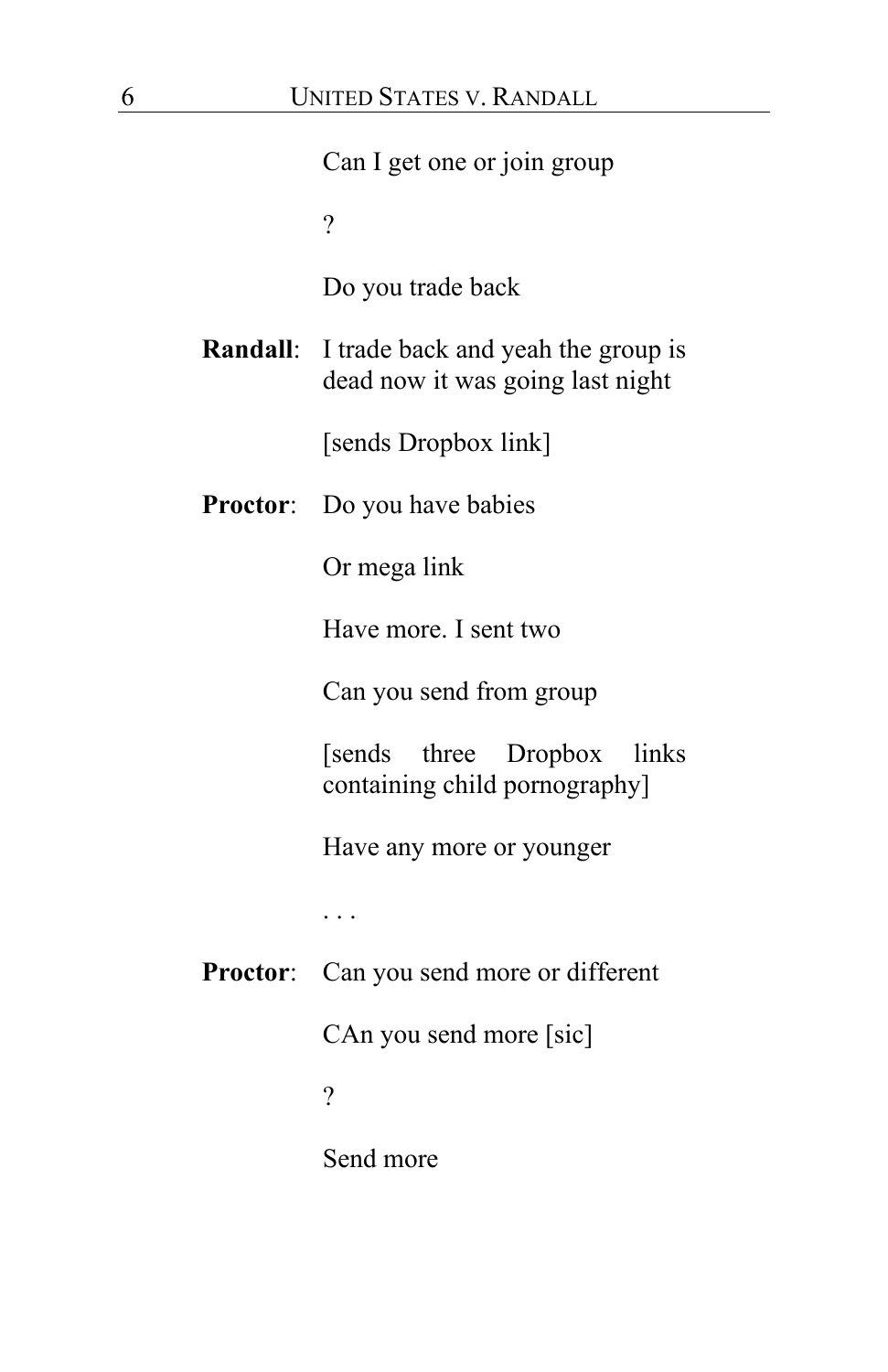Can I get one or join group

?

Do you trade back

**Randall**: I trade back and yeah the group is dead now it was going last night

[sends Dropbox link]

**Proctor**: Do you have babies

Or mega link

Have more. I sent two

Can you send from group

[sends three Dropbox links containing child pornography]

Have any more or younger

. . .

**Proctor**: Can you send more or different

CAn you send more [sic]

?

Send more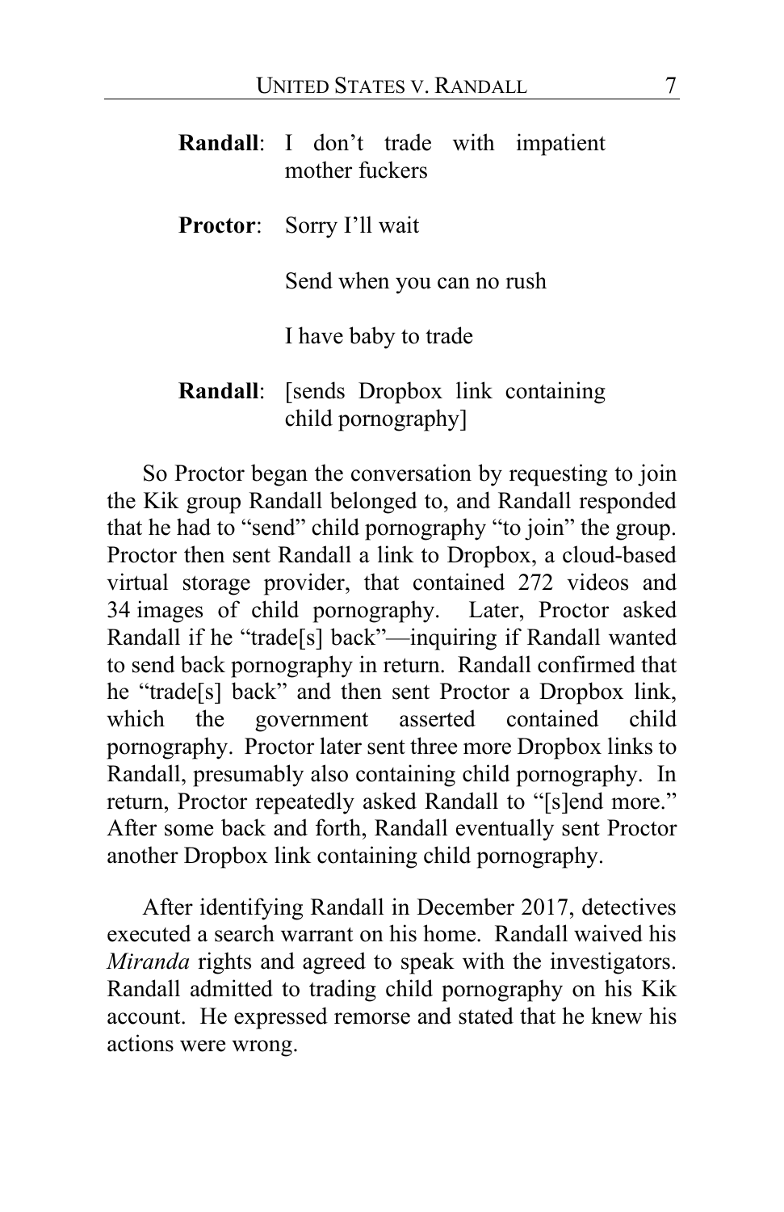**Randall**: I don't trade with impatient mother fuckers

**Proctor**: Sorry I'll wait

Send when you can no rush

I have baby to trade

**Randall**: [sends Dropbox link containing child pornography]

So Proctor began the conversation by requesting to join the Kik group Randall belonged to, and Randall responded that he had to "send" child pornography "to join" the group. Proctor then sent Randall a link to Dropbox, a cloud-based virtual storage provider, that contained 272 videos and 34 images of child pornography. Later, Proctor asked Randall if he "trade[s] back"—inquiring if Randall wanted to send back pornography in return. Randall confirmed that he "trade[s] back" and then sent Proctor a Dropbox link, which the government asserted contained child pornography. Proctor later sent three more Dropbox links to Randall, presumably also containing child pornography. In return, Proctor repeatedly asked Randall to "[s]end more." After some back and forth, Randall eventually sent Proctor another Dropbox link containing child pornography.

After identifying Randall in December 2017, detectives executed a search warrant on his home. Randall waived his *Miranda* rights and agreed to speak with the investigators. Randall admitted to trading child pornography on his Kik account. He expressed remorse and stated that he knew his actions were wrong.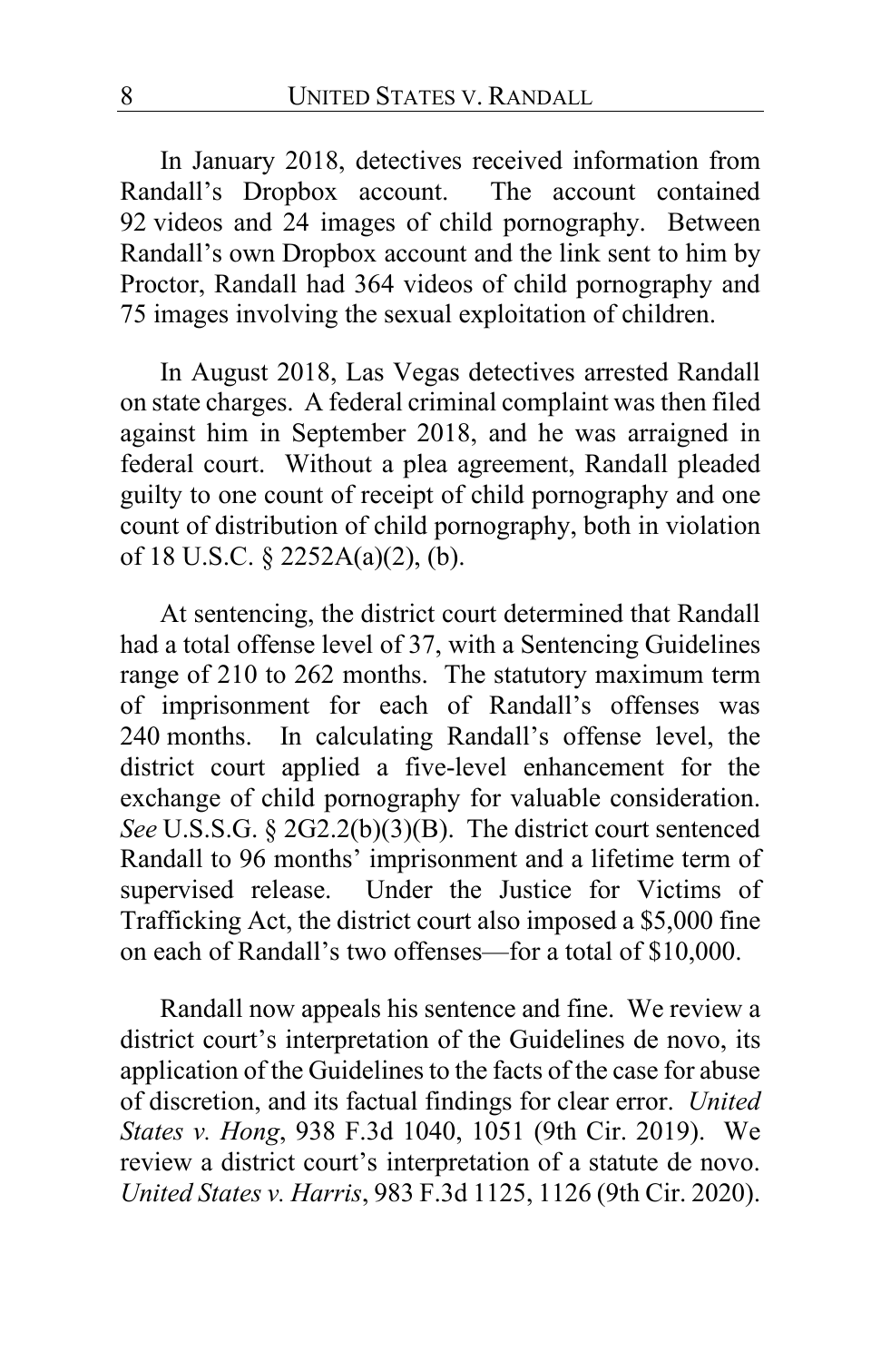In January 2018, detectives received information from Randall's Dropbox account. The account contained 92 videos and 24 images of child pornography. Between Randall's own Dropbox account and the link sent to him by Proctor, Randall had 364 videos of child pornography and 75 images involving the sexual exploitation of children.

In August 2018, Las Vegas detectives arrested Randall on state charges. A federal criminal complaint was then filed against him in September 2018, and he was arraigned in federal court. Without a plea agreement, Randall pleaded guilty to one count of receipt of child pornography and one count of distribution of child pornography, both in violation of 18 U.S.C. § 2252A(a)(2), (b).

At sentencing, the district court determined that Randall had a total offense level of 37, with a Sentencing Guidelines range of 210 to 262 months. The statutory maximum term of imprisonment for each of Randall's offenses was 240 months. In calculating Randall's offense level, the district court applied a five-level enhancement for the exchange of child pornography for valuable consideration. *See* U.S.S.G. § 2G2.2(b)(3)(B). The district court sentenced Randall to 96 months' imprisonment and a lifetime term of supervised release. Under the Justice for Victims of Trafficking Act, the district court also imposed a $5,000 fine on each of Randall's two offenses—for a total of $10,000.

Randall now appeals his sentence and fine. We review a district court's interpretation of the Guidelines de novo, its application of the Guidelines to the facts of the case for abuse of discretion, and its factual findings for clear error. *United States v. Hong*, 938 F.3d 1040, 1051 (9th Cir. 2019). We review a district court's interpretation of a statute de novo. *United States v. Harris*, 983 F.3d 1125, 1126 (9th Cir. 2020).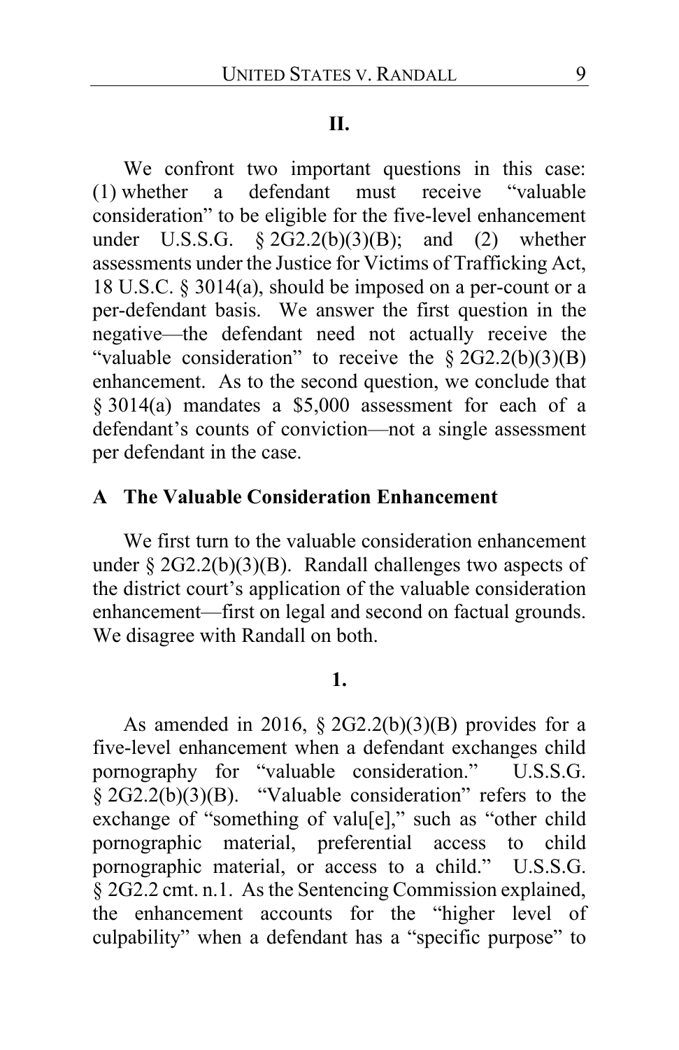## II.

We confront two important questions in this case: (1) whether a defendant must receive "valuable consideration" to be eligible for the five-level enhancement under U.S.S.G. § 2G2.2(b)(3)(B); and (2) whether assessments under the Justice for Victims of Trafficking Act, 18 U.S.C. § 3014(a), should be imposed on a per-count or a per-defendant basis. We answer the first question in the negative—the defendant need not actually receive the "valuable consideration" to receive the § 2G2.2(b)(3)(B) enhancement. As to the second question, we conclude that § 3014(a) mandates a $5,000 assessment for each of a defendant's counts of conviction—not a single assessment per defendant in the case.

### A The Valuable Consideration Enhancement

We first turn to the valuable consideration enhancement under § 2G2.2(b)(3)(B). Randall challenges two aspects of the district court's application of the valuable consideration enhancement—first on legal and second on factual grounds. We disagree with Randall on both.

#### 1.

As amended in 2016, § 2G2.2(b)(3)(B) provides for a five-level enhancement when a defendant exchanges child pornography for "valuable consideration." U.S.S.G. § 2G2.2(b)(3)(B). "Valuable consideration" refers to the exchange of "something of valu[e]," such as "other child pornographic material, preferential access to child pornographic material, or access to a child." U.S.S.G. § 2G2.2 cmt. n.1. As the Sentencing Commission explained, the enhancement accounts for the "higher level of culpability" when a defendant has a "specific purpose" to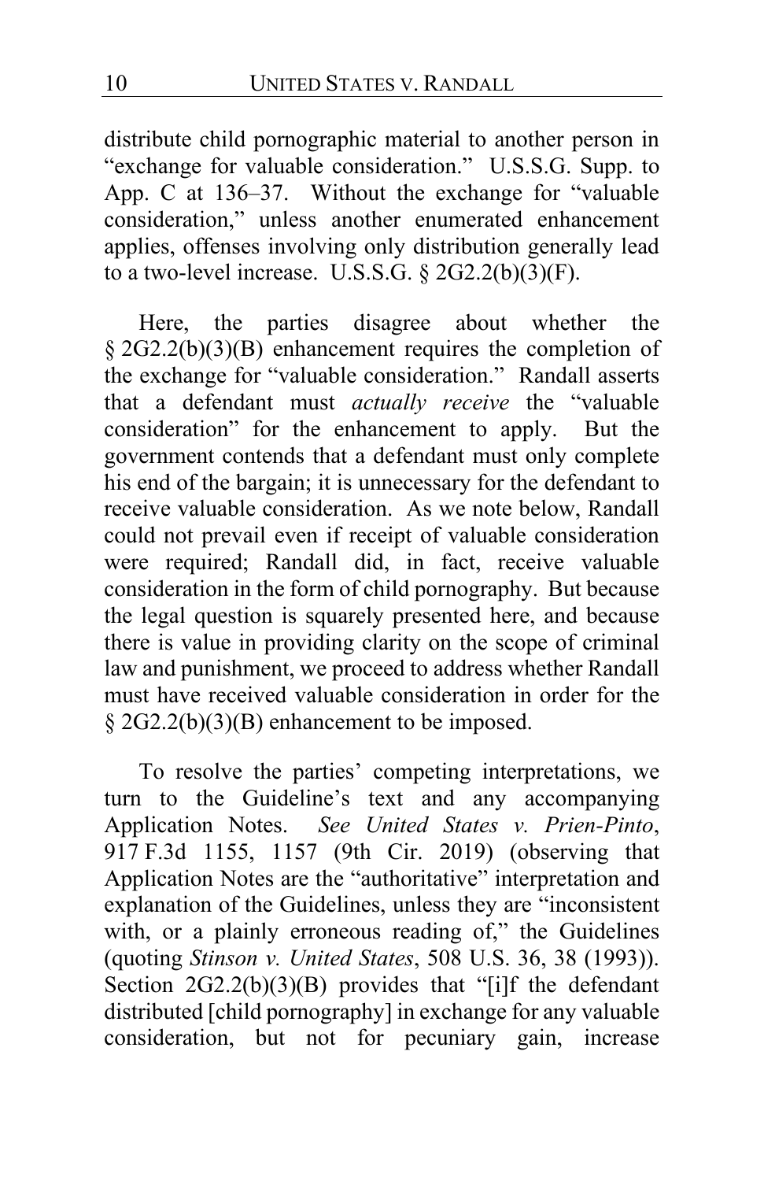distribute child pornographic material to another person in "exchange for valuable consideration." U.S.S.G. Supp. to App. C at 136–37. Without the exchange for "valuable consideration," unless another enumerated enhancement applies, offenses involving only distribution generally lead to a two-level increase. U.S.S.G. § 2G2.2(b)(3)(F).

Here, the parties disagree about whether the § 2G2.2(b)(3)(B) enhancement requires the completion of the exchange for "valuable consideration." Randall asserts that a defendant must *actually receive* the "valuable consideration" for the enhancement to apply. But the government contends that a defendant must only complete his end of the bargain; it is unnecessary for the defendant to receive valuable consideration. As we note below, Randall could not prevail even if receipt of valuable consideration were required; Randall did, in fact, receive valuable consideration in the form of child pornography. But because the legal question is squarely presented here, and because there is value in providing clarity on the scope of criminal law and punishment, we proceed to address whether Randall must have received valuable consideration in order for the § 2G2.2(b)(3)(B) enhancement to be imposed.

To resolve the parties' competing interpretations, we turn to the Guideline's text and any accompanying Application Notes. *See United States v. Prien-Pinto*, 917 F.3d 1155, 1157 (9th Cir. 2019) (observing that Application Notes are the "authoritative" interpretation and explanation of the Guidelines, unless they are "inconsistent with, or a plainly erroneous reading of," the Guidelines (quoting *Stinson v. United States*, 508 U.S. 36, 38 (1993)). Section 2G2.2(b)(3)(B) provides that "[i]f the defendant distributed [child pornography] in exchange for any valuable consideration, but not for pecuniary gain, increase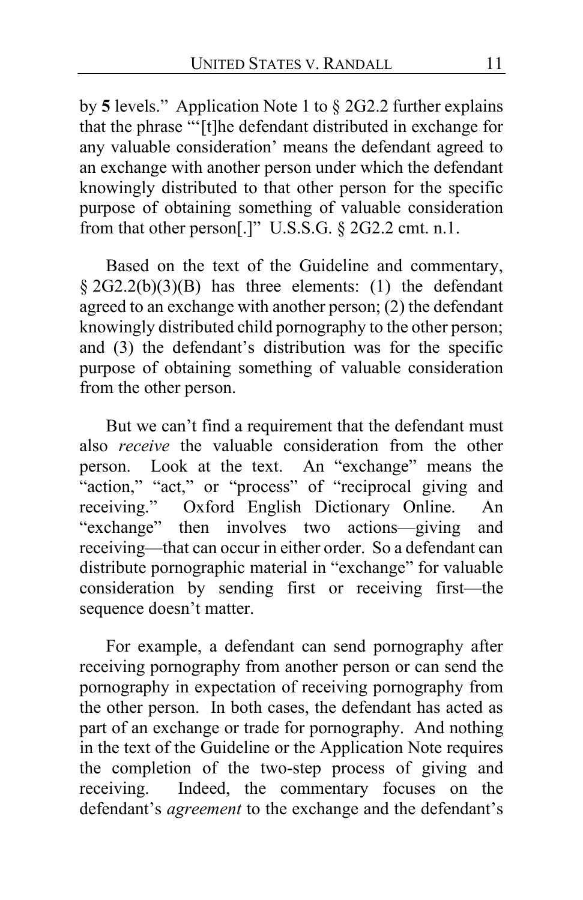by **5** levels." Application Note 1 to § 2G2.2 further explains that the phrase "'[t]he defendant distributed in exchange for any valuable consideration' means the defendant agreed to an exchange with another person under which the defendant knowingly distributed to that other person for the specific purpose of obtaining something of valuable consideration from that other person[.]" U.S.S.G. § 2G2.2 cmt. n.1.

Based on the text of the Guideline and commentary, § 2G2.2(b)(3)(B) has three elements: (1) the defendant agreed to an exchange with another person; (2) the defendant knowingly distributed child pornography to the other person; and (3) the defendant's distribution was for the specific purpose of obtaining something of valuable consideration from the other person.

But we can't find a requirement that the defendant must also *receive* the valuable consideration from the other person. Look at the text. An "exchange" means the "action," "act," or "process" of "reciprocal giving and receiving." Oxford English Dictionary Online. An "exchange" then involves two actions—giving and receiving—that can occur in either order. So a defendant can distribute pornographic material in "exchange" for valuable consideration by sending first or receiving first—the sequence doesn't matter.

For example, a defendant can send pornography after receiving pornography from another person or can send the pornography in expectation of receiving pornography from the other person. In both cases, the defendant has acted as part of an exchange or trade for pornography. And nothing in the text of the Guideline or the Application Note requires the completion of the two-step process of giving and receiving. Indeed, the commentary focuses on the defendant's *agreement* to the exchange and the defendant's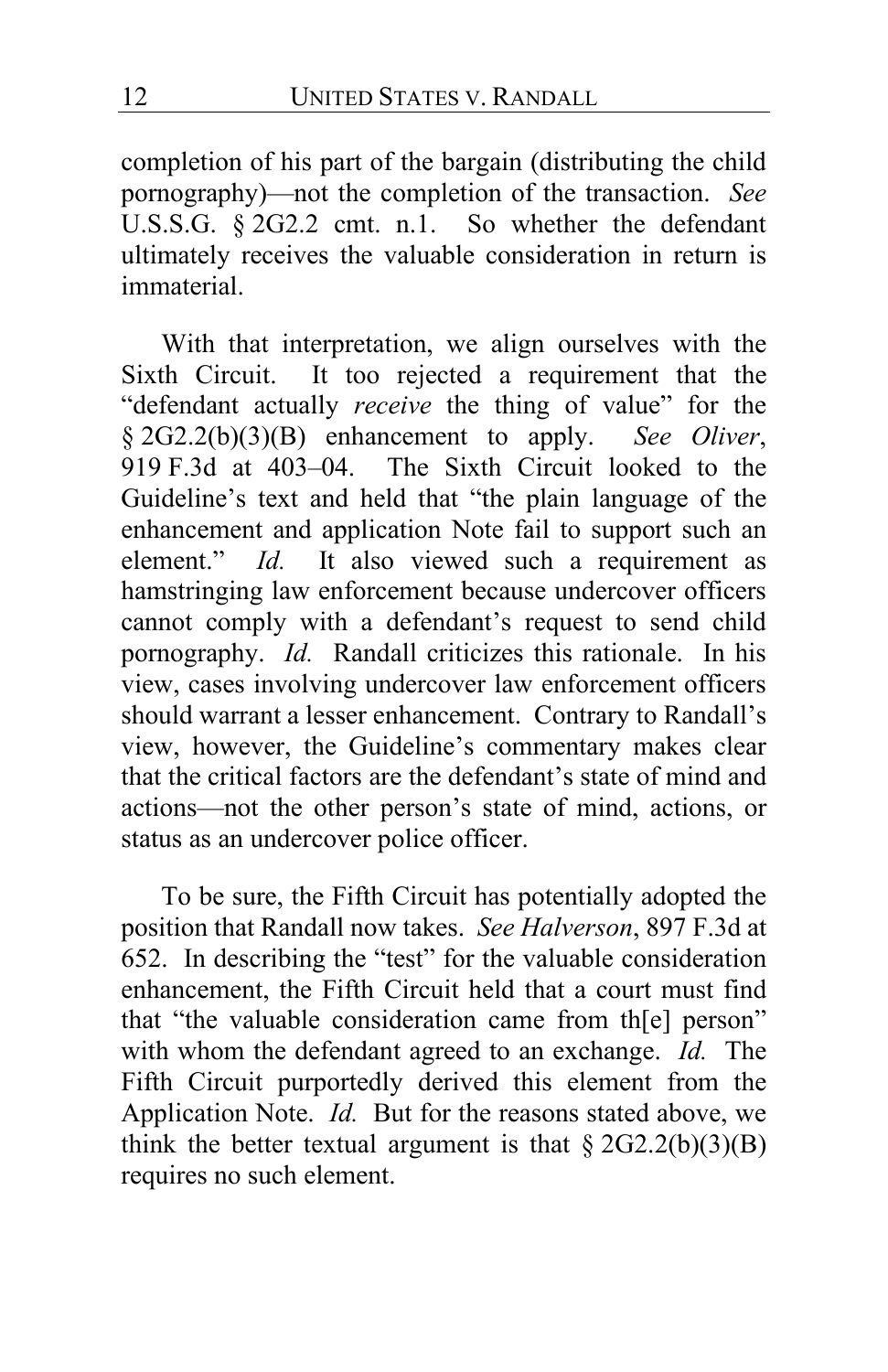completion of his part of the bargain (distributing the child pornography)—not the completion of the transaction. *See* U.S.S.G. § 2G2.2 cmt. n.1. So whether the defendant ultimately receives the valuable consideration in return is immaterial.

With that interpretation, we align ourselves with the Sixth Circuit. It too rejected a requirement that the "defendant actually *receive* the thing of value" for the § 2G2.2(b)(3)(B) enhancement to apply. *See Oliver*, 919 F.3d at 403–04. The Sixth Circuit looked to the Guideline's text and held that "the plain language of the enhancement and application Note fail to support such an element." *Id.* It also viewed such a requirement as hamstringing law enforcement because undercover officers cannot comply with a defendant's request to send child pornography. *Id.* Randall criticizes this rationale. In his view, cases involving undercover law enforcement officers should warrant a lesser enhancement. Contrary to Randall's view, however, the Guideline's commentary makes clear that the critical factors are the defendant's state of mind and actions—not the other person's state of mind, actions, or status as an undercover police officer.

To be sure, the Fifth Circuit has potentially adopted the position that Randall now takes. *See Halverson*, 897 F.3d at 652. In describing the "test" for the valuable consideration enhancement, the Fifth Circuit held that a court must find that "the valuable consideration came from th[e] person" with whom the defendant agreed to an exchange. *Id.* The Fifth Circuit purportedly derived this element from the Application Note. *Id.* But for the reasons stated above, we think the better textual argument is that § 2G2.2(b)(3)(B) requires no such element.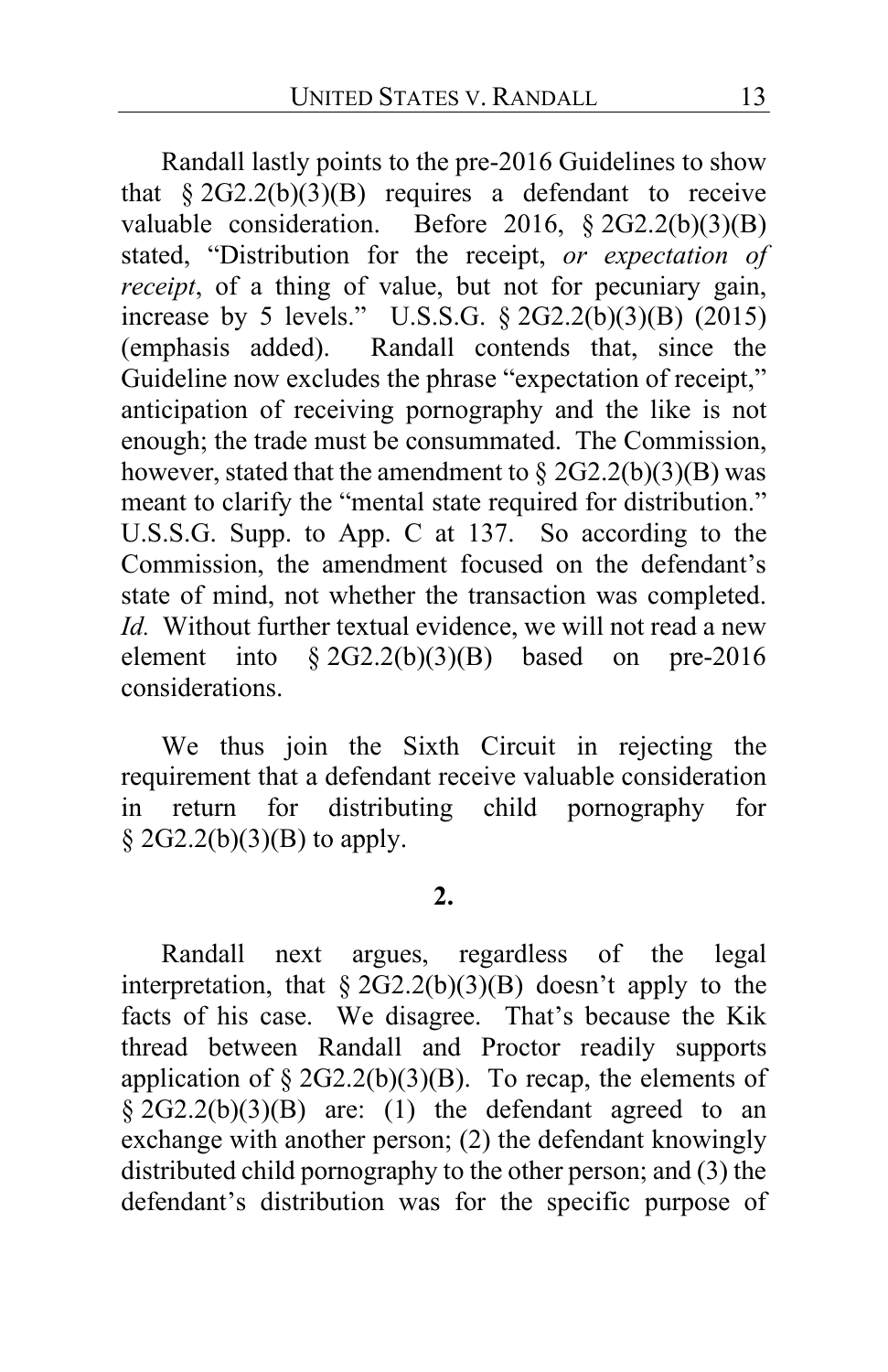Randall lastly points to the pre-2016 Guidelines to show that § 2G2.2(b)(3)(B) requires a defendant to receive valuable consideration. Before 2016, § 2G2.2(b)(3)(B) stated, "Distribution for the receipt, *or expectation of receipt*, of a thing of value, but not for pecuniary gain, increase by 5 levels." U.S.S.G. § 2G2.2(b)(3)(B) (2015) (emphasis added). Randall contends that, since the Guideline now excludes the phrase "expectation of receipt," anticipation of receiving pornography and the like is not enough; the trade must be consummated. The Commission, however, stated that the amendment to § 2G2.2(b)(3)(B) was meant to clarify the "mental state required for distribution." U.S.S.G. Supp. to App. C at 137. So according to the Commission, the amendment focused on the defendant's state of mind, not whether the transaction was completed. *Id.* Without further textual evidence, we will not read a new element into § 2G2.2(b)(3)(B) based on pre-2016 considerations.

We thus join the Sixth Circuit in rejecting the requirement that a defendant receive valuable consideration in return for distributing child pornography for § 2G2.2(b)(3)(B) to apply.

**2.**

Randall next argues, regardless of the legal interpretation, that § 2G2.2(b)(3)(B) doesn't apply to the facts of his case. We disagree. That's because the Kik thread between Randall and Proctor readily supports application of § 2G2.2(b)(3)(B). To recap, the elements of § 2G2.2(b)(3)(B) are: (1) the defendant agreed to an exchange with another person; (2) the defendant knowingly distributed child pornography to the other person; and (3) the defendant's distribution was for the specific purpose of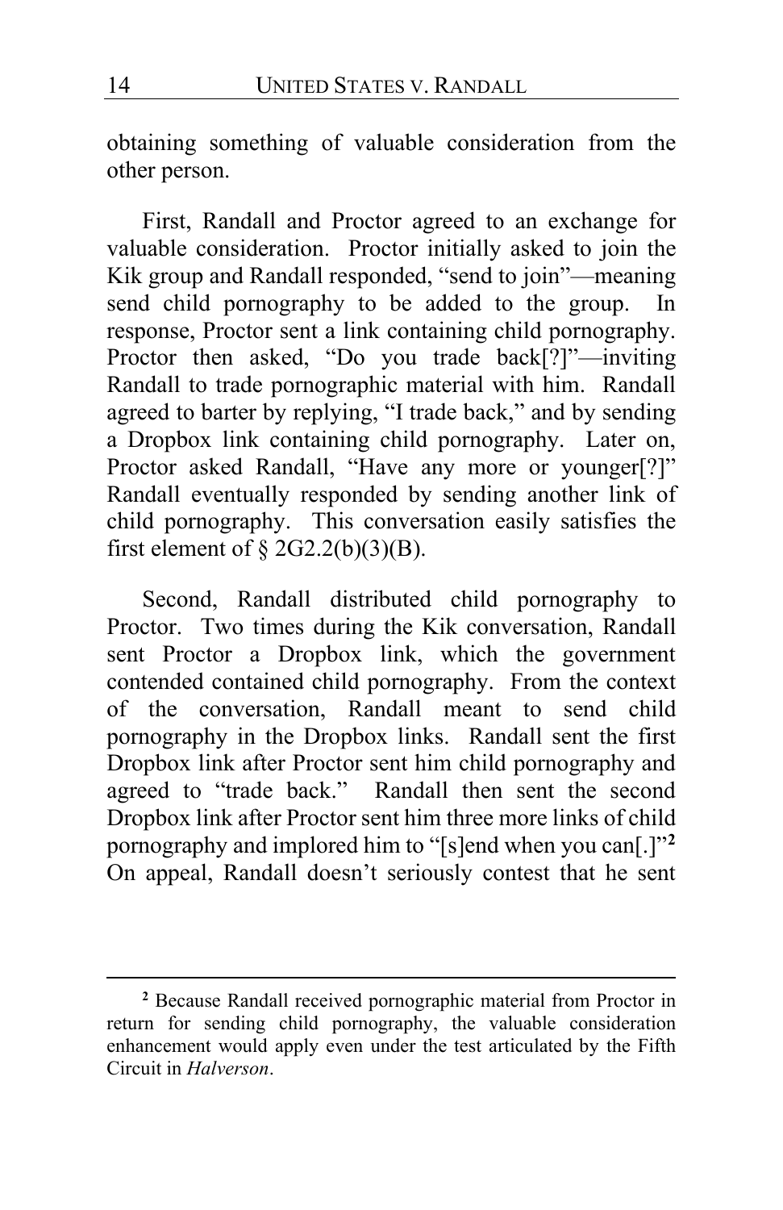obtaining something of valuable consideration from the other person.

First, Randall and Proctor agreed to an exchange for valuable consideration. Proctor initially asked to join the Kik group and Randall responded, "send to join"—meaning send child pornography to be added to the group. In response, Proctor sent a link containing child pornography. Proctor then asked, "Do you trade back[?]"—inviting Randall to trade pornographic material with him. Randall agreed to barter by replying, "I trade back," and by sending a Dropbox link containing child pornography. Later on, Proctor asked Randall, "Have any more or younger[?]" Randall eventually responded by sending another link of child pornography. This conversation easily satisfies the first element of § 2G2.2(b)(3)(B).

Second, Randall distributed child pornography to Proctor. Two times during the Kik conversation, Randall sent Proctor a Dropbox link, which the government contended contained child pornography. From the context of the conversation, Randall meant to send child pornography in the Dropbox links. Randall sent the first Dropbox link after Proctor sent him child pornography and agreed to "trade back." Randall then sent the second Dropbox link after Proctor sent him three more links of child pornography and implored him to "[s]end when you can[.]"[2] On appeal, Randall doesn't seriously contest that he sent

[2] Because Randall received pornographic material from Proctor in return for sending child pornography, the valuable consideration enhancement would apply even under the test articulated by the Fifth Circuit in *Halverson*.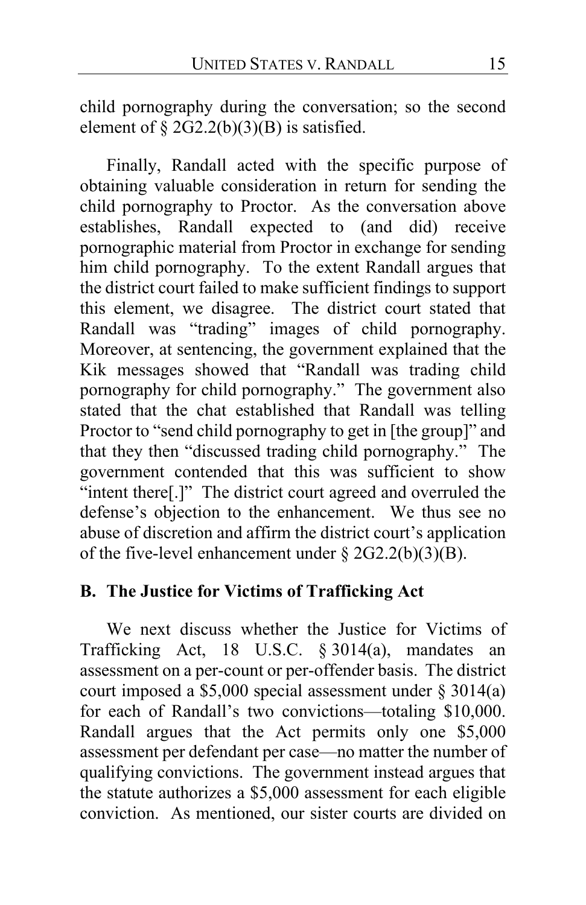child pornography during the conversation; so the second element of § 2G2.2(b)(3)(B) is satisfied.

Finally, Randall acted with the specific purpose of obtaining valuable consideration in return for sending the child pornography to Proctor. As the conversation above establishes, Randall expected to (and did) receive pornographic material from Proctor in exchange for sending him child pornography. To the extent Randall argues that the district court failed to make sufficient findings to support this element, we disagree. The district court stated that Randall was "trading" images of child pornography. Moreover, at sentencing, the government explained that the Kik messages showed that "Randall was trading child pornography for child pornography." The government also stated that the chat established that Randall was telling Proctor to "send child pornography to get in [the group]" and that they then "discussed trading child pornography." The government contended that this was sufficient to show "intent there[.]" The district court agreed and overruled the defense's objection to the enhancement. We thus see no abuse of discretion and affirm the district court's application of the five-level enhancement under § 2G2.2(b)(3)(B).

### B. The Justice for Victims of Trafficking Act

We next discuss whether the Justice for Victims of Trafficking Act, 18 U.S.C. § 3014(a), mandates an assessment on a per-count or per-offender basis. The district court imposed a $5,000 special assessment under § 3014(a) for each of Randall's two convictions—totaling $10,000. Randall argues that the Act permits only one $5,000 assessment per defendant per case—no matter the number of qualifying convictions. The government instead argues that the statute authorizes a $5,000 assessment for each eligible conviction. As mentioned, our sister courts are divided on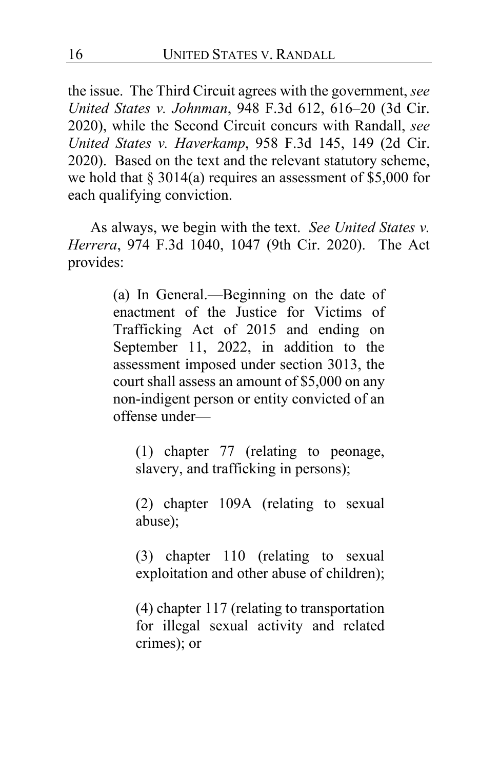the issue. The Third Circuit agrees with the government, *see United States v. Johnman*, 948 F.3d 612, 616–20 (3d Cir. 2020), while the Second Circuit concurs with Randall, *see United States v. Haverkamp*, 958 F.3d 145, 149 (2d Cir. 2020). Based on the text and the relevant statutory scheme, we hold that § 3014(a) requires an assessment of $5,000 for each qualifying conviction.

As always, we begin with the text. *See United States v. Herrera*, 974 F.3d 1040, 1047 (9th Cir. 2020). The Act provides:

> (a) In General.—Beginning on the date of enactment of the Justice for Victims of Trafficking Act of 2015 and ending on September 11, 2022, in addition to the assessment imposed under section 3013, the court shall assess an amount of $5,000 on any non-indigent person or entity convicted of an offense under—
>
> (1) chapter 77 (relating to peonage, slavery, and trafficking in persons);
>
> (2) chapter 109A (relating to sexual abuse);
>
> (3) chapter 110 (relating to sexual exploitation and other abuse of children);
>
> (4) chapter 117 (relating to transportation for illegal sexual activity and related crimes); or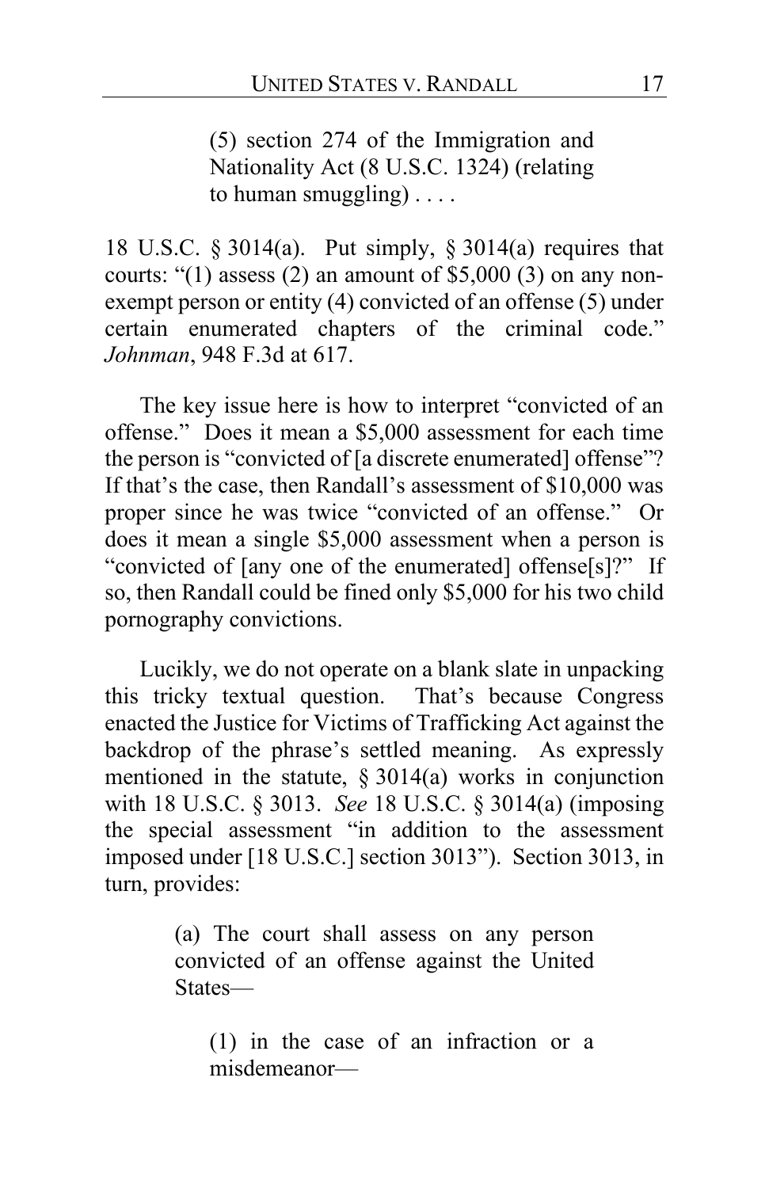> (5) section 274 of the Immigration and Nationality Act (8 U.S.C. 1324) (relating to human smuggling) . . . .

18 U.S.C. § 3014(a). Put simply, § 3014(a) requires that courts: "(1) assess (2) an amount of $5,000 (3) on any non-exempt person or entity (4) convicted of an offense (5) under certain enumerated chapters of the criminal code." *Johnman*, 948 F.3d at 617.

The key issue here is how to interpret "convicted of an offense." Does it mean a $5,000 assessment for each time the person is "convicted of [a discrete enumerated] offense"? If that's the case, then Randall's assessment of $10,000 was proper since he was twice "convicted of an offense." Or does it mean a single $5,000 assessment when a person is "convicted of [any one of the enumerated] offense[s]?" If so, then Randall could be fined only $5,000 for his two child pornography convictions.

Lucikly, we do not operate on a blank slate in unpacking this tricky textual question. That's because Congress enacted the Justice for Victims of Trafficking Act against the backdrop of the phrase's settled meaning. As expressly mentioned in the statute, § 3014(a) works in conjunction with 18 U.S.C. § 3013. *See* 18 U.S.C. § 3014(a) (imposing the special assessment "in addition to the assessment imposed under [18 U.S.C.] section 3013"). Section 3013, in turn, provides:

> (a) The court shall assess on any person convicted of an offense against the United States—
>
> > (1) in the case of an infraction or a misdemeanor—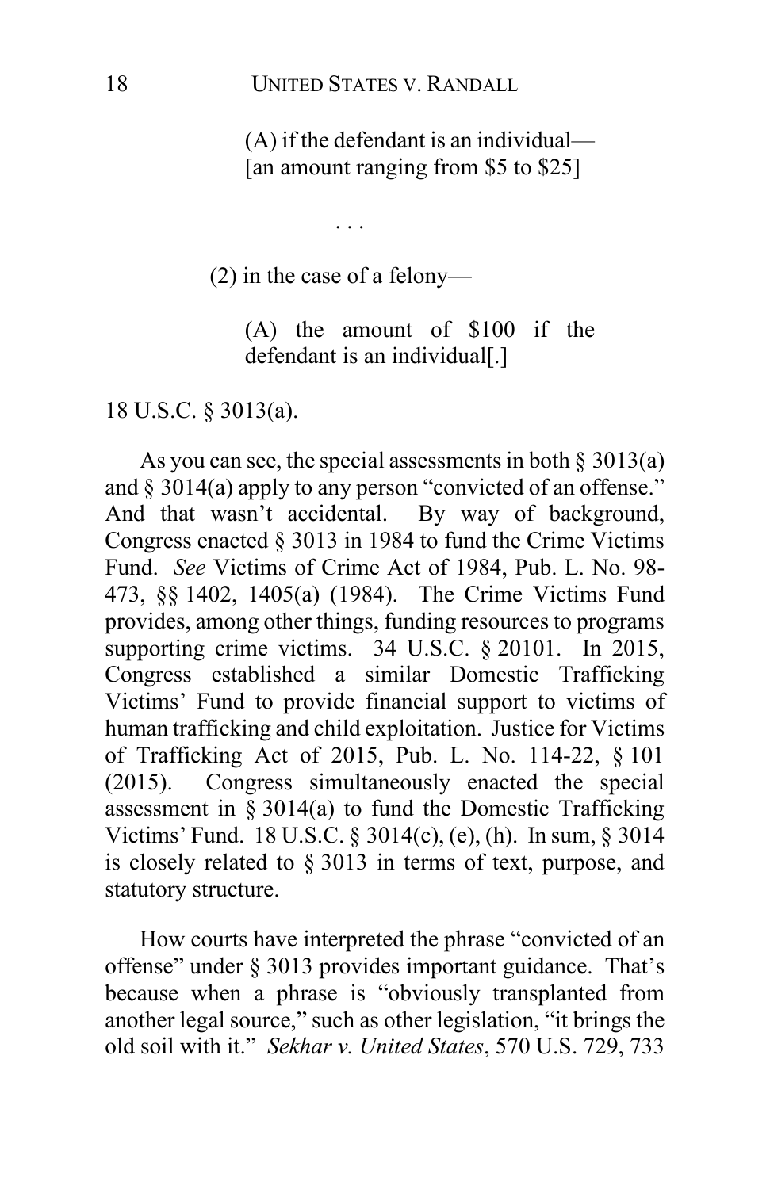> (A) if the defendant is an individual—
> [an amount ranging from $5 to $25]
>
> . . .
>
> (2) in the case of a felony—
>
> > (A) the amount of $100 if the defendant is an individual[.]

18 U.S.C. § 3013(a).

As you can see, the special assessments in both § 3013(a) and § 3014(a) apply to any person "convicted of an offense." And that wasn't accidental. By way of background, Congress enacted § 3013 in 1984 to fund the Crime Victims Fund. *See* Victims of Crime Act of 1984, Pub. L. No. 98-473, §§ 1402, 1405(a) (1984). The Crime Victims Fund provides, among other things, funding resources to programs supporting crime victims. 34 U.S.C. § 20101. In 2015, Congress established a similar Domestic Trafficking Victims' Fund to provide financial support to victims of human trafficking and child exploitation. Justice for Victims of Trafficking Act of 2015, Pub. L. No. 114-22, § 101 (2015). Congress simultaneously enacted the special assessment in § 3014(a) to fund the Domestic Trafficking Victims' Fund. 18 U.S.C. § 3014(c), (e), (h). In sum, § 3014 is closely related to § 3013 in terms of text, purpose, and statutory structure.

How courts have interpreted the phrase "convicted of an offense" under § 3013 provides important guidance. That's because when a phrase is "obviously transplanted from another legal source," such as other legislation, "it brings the old soil with it." *Sekhar v. United States*, 570 U.S. 729, 733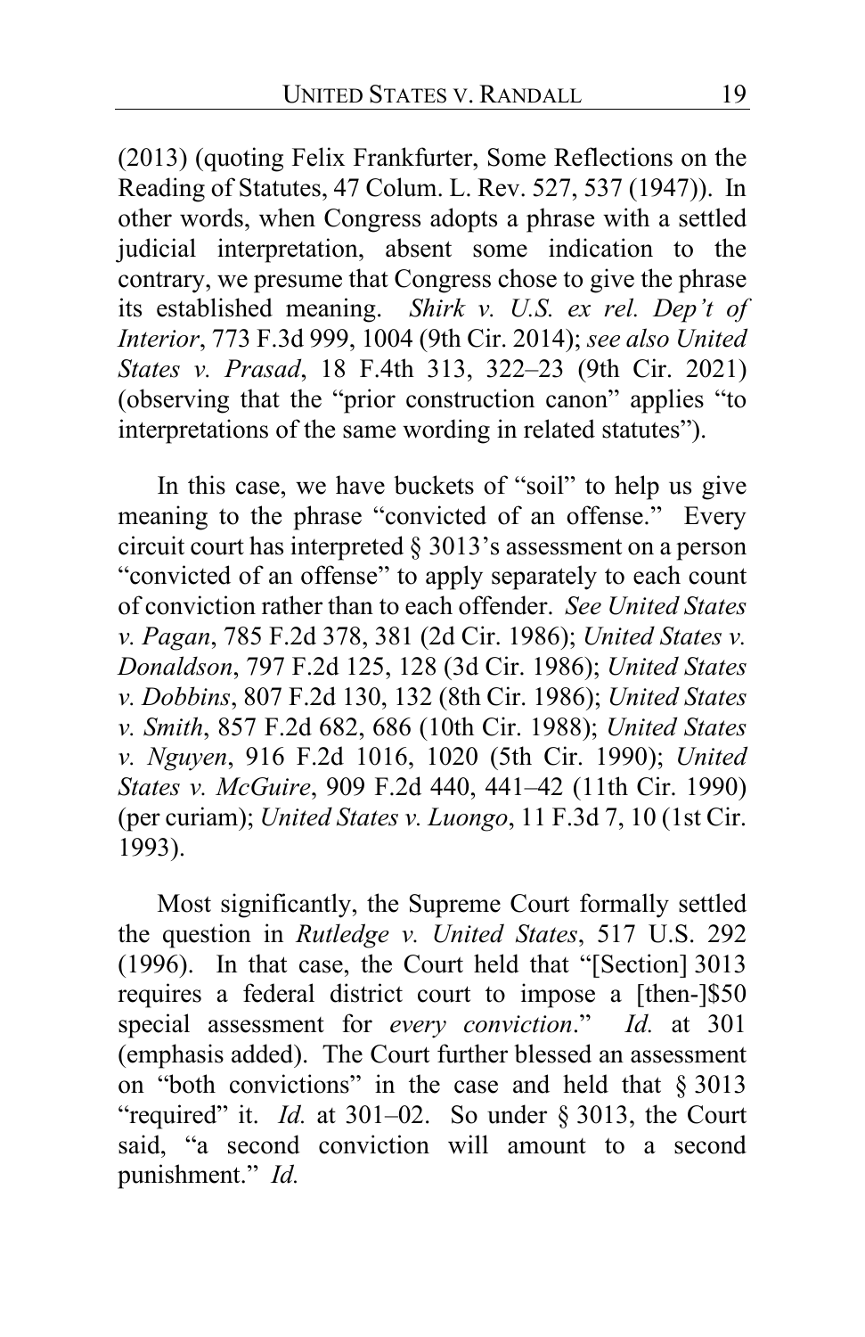(2013) (quoting Felix Frankfurter, Some Reflections on the Reading of Statutes, 47 Colum. L. Rev. 527, 537 (1947)). In other words, when Congress adopts a phrase with a settled judicial interpretation, absent some indication to the contrary, we presume that Congress chose to give the phrase its established meaning. *Shirk v. U.S. ex rel. Dep't of Interior*, 773 F.3d 999, 1004 (9th Cir. 2014); *see also United States v. Prasad*, 18 F.4th 313, 322–23 (9th Cir. 2021) (observing that the "prior construction canon" applies "to interpretations of the same wording in related statutes").

In this case, we have buckets of "soil" to help us give meaning to the phrase "convicted of an offense." Every circuit court has interpreted § 3013's assessment on a person "convicted of an offense" to apply separately to each count of conviction rather than to each offender. *See United States v. Pagan*, 785 F.2d 378, 381 (2d Cir. 1986); *United States v. Donaldson*, 797 F.2d 125, 128 (3d Cir. 1986); *United States v. Dobbins*, 807 F.2d 130, 132 (8th Cir. 1986); *United States v. Smith*, 857 F.2d 682, 686 (10th Cir. 1988); *United States v. Nguyen*, 916 F.2d 1016, 1020 (5th Cir. 1990); *United States v. McGuire*, 909 F.2d 440, 441–42 (11th Cir. 1990) (per curiam); *United States v. Luongo*, 11 F.3d 7, 10 (1st Cir. 1993).

Most significantly, the Supreme Court formally settled the question in *Rutledge v. United States*, 517 U.S. 292 (1996). In that case, the Court held that "[Section] 3013 requires a federal district court to impose a [then-]$50 special assessment for *every conviction*." *Id.* at 301 (emphasis added). The Court further blessed an assessment on "both convictions" in the case and held that § 3013 "required" it. *Id.* at 301–02. So under § 3013, the Court said, "a second conviction will amount to a second punishment." *Id.*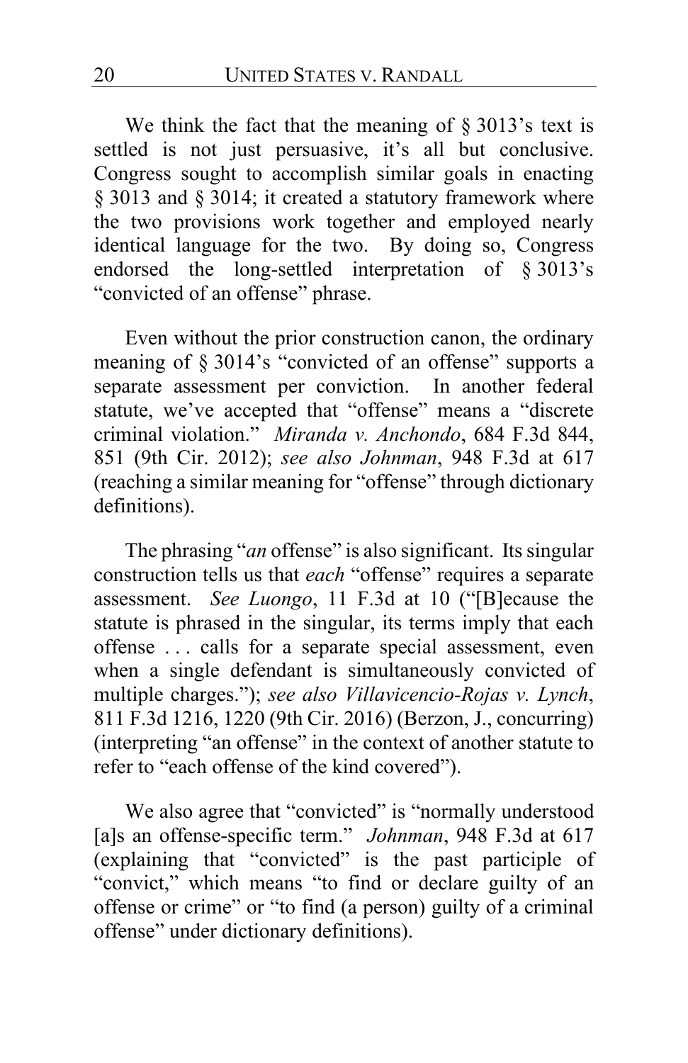We think the fact that the meaning of § 3013's text is settled is not just persuasive, it's all but conclusive. Congress sought to accomplish similar goals in enacting § 3013 and § 3014; it created a statutory framework where the two provisions work together and employed nearly identical language for the two. By doing so, Congress endorsed the long-settled interpretation of § 3013's "convicted of an offense" phrase.

Even without the prior construction canon, the ordinary meaning of § 3014's "convicted of an offense" supports a separate assessment per conviction. In another federal statute, we've accepted that "offense" means a "discrete criminal violation." *Miranda v. Anchondo*, 684 F.3d 844, 851 (9th Cir. 2012); *see also Johnman*, 948 F.3d at 617 (reaching a similar meaning for "offense" through dictionary definitions).

The phrasing "*an* offense" is also significant. Its singular construction tells us that *each* "offense" requires a separate assessment. *See Luongo*, 11 F.3d at 10 ("[B]ecause the statute is phrased in the singular, its terms imply that each offense . . . calls for a separate special assessment, even when a single defendant is simultaneously convicted of multiple charges."); *see also Villavicencio-Rojas v. Lynch*, 811 F.3d 1216, 1220 (9th Cir. 2016) (Berzon, J., concurring) (interpreting "an offense" in the context of another statute to refer to "each offense of the kind covered").

We also agree that "convicted" is "normally understood [a]s an offense-specific term." *Johnman*, 948 F.3d at 617 (explaining that "convicted" is the past participle of "convict," which means "to find or declare guilty of an offense or crime" or "to find (a person) guilty of a criminal offense" under dictionary definitions).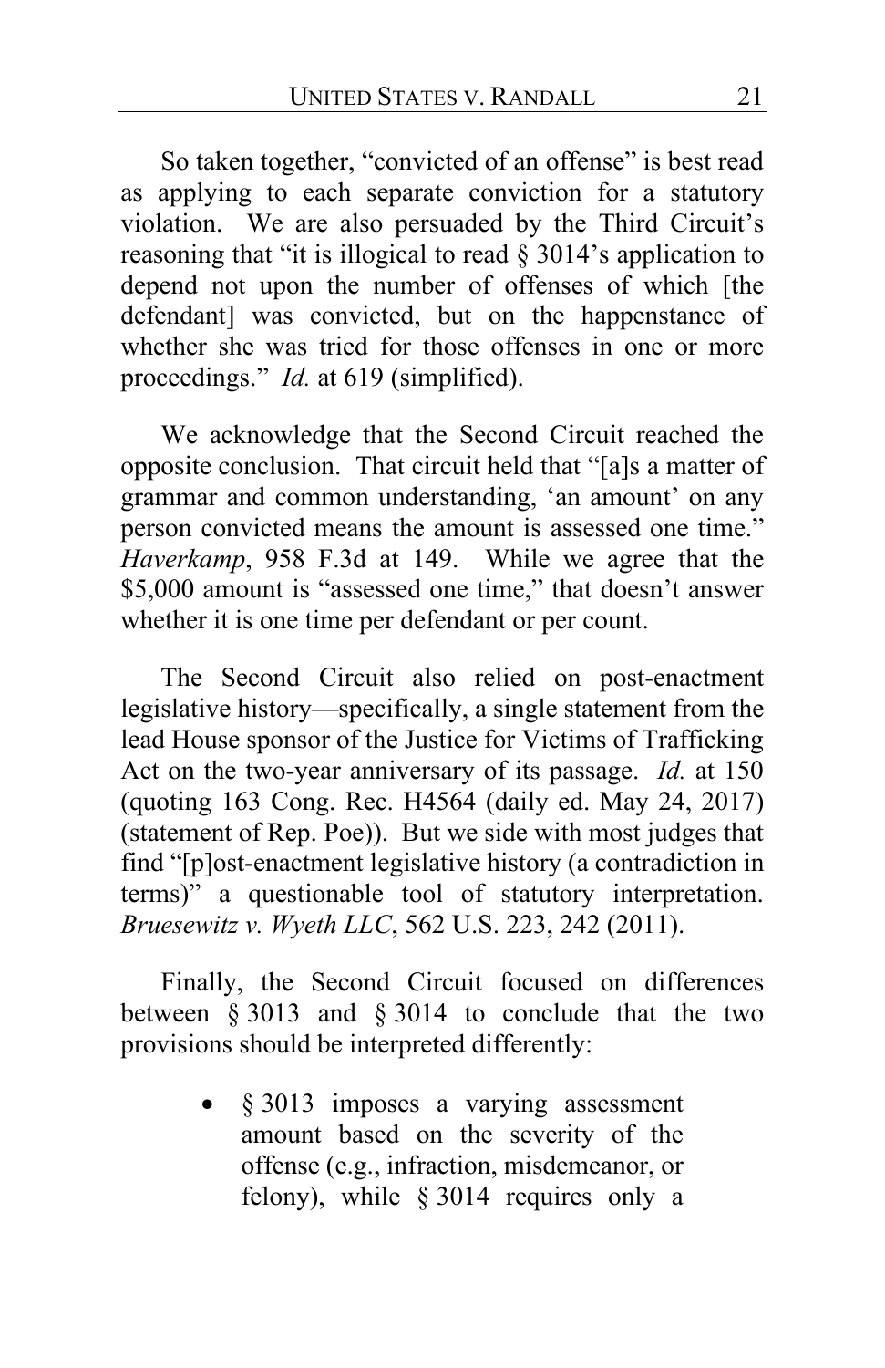So taken together, "convicted of an offense" is best read as applying to each separate conviction for a statutory violation. We are also persuaded by the Third Circuit's reasoning that "it is illogical to read § 3014's application to depend not upon the number of offenses of which [the defendant] was convicted, but on the happenstance of whether she was tried for those offenses in one or more proceedings." *Id.* at 619 (simplified).

We acknowledge that the Second Circuit reached the opposite conclusion. That circuit held that "[a]s a matter of grammar and common understanding, 'an amount' on any person convicted means the amount is assessed one time." *Haverkamp*, 958 F.3d at 149. While we agree that the $5,000 amount is "assessed one time," that doesn't answer whether it is one time per defendant or per count.

The Second Circuit also relied on post-enactment legislative history—specifically, a single statement from the lead House sponsor of the Justice for Victims of Trafficking Act on the two-year anniversary of its passage. *Id.* at 150 (quoting 163 Cong. Rec. H4564 (daily ed. May 24, 2017) (statement of Rep. Poe)). But we side with most judges that find "[p]ost-enactment legislative history (a contradiction in terms)" a questionable tool of statutory interpretation. *Bruesewitz v. Wyeth LLC*, 562 U.S. 223, 242 (2011).

Finally, the Second Circuit focused on differences between § 3013 and § 3014 to conclude that the two provisions should be interpreted differently:

- § 3013 imposes a varying assessment amount based on the severity of the offense (e.g., infraction, misdemeanor, or felony), while § 3014 requires only a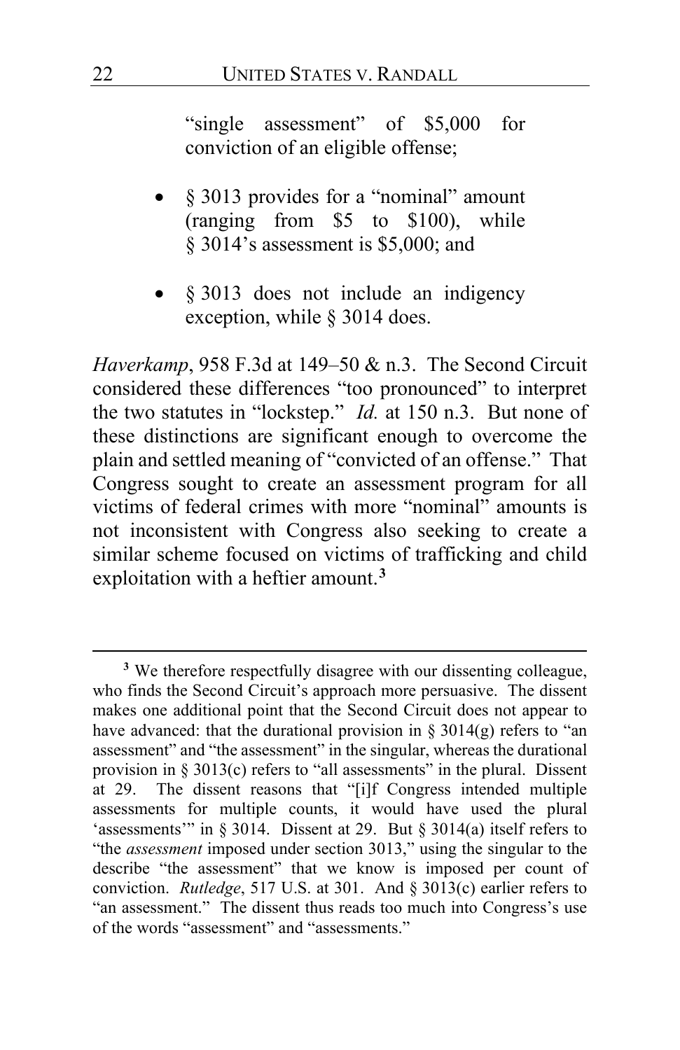"single assessment" of $5,000 for conviction of an eligible offense;

- § 3013 provides for a "nominal" amount (ranging from $5 to $100), while § 3014's assessment is $5,000; and

- § 3013 does not include an indigency exception, while § 3014 does.

*Haverkamp*, 958 F.3d at 149–50 & n.3. The Second Circuit considered these differences "too pronounced" to interpret the two statutes in "lockstep." *Id.* at 150 n.3. But none of these distinctions are significant enough to overcome the plain and settled meaning of "convicted of an offense." That Congress sought to create an assessment program for all victims of federal crimes with more "nominal" amounts is not inconsistent with Congress also seeking to create a similar scheme focused on victims of trafficking and child exploitation with a heftier amount.[3]

---

[3] We therefore respectfully disagree with our dissenting colleague, who finds the Second Circuit's approach more persuasive. The dissent makes one additional point that the Second Circuit does not appear to have advanced: that the durational provision in § 3014(g) refers to "an assessment" and "the assessment" in the singular, whereas the durational provision in § 3013(c) refers to "all assessments" in the plural. Dissent at 29. The dissent reasons that "[i]f Congress intended multiple assessments for multiple counts, it would have used the plural 'assessments'" in § 3014. Dissent at 29. But § 3014(a) itself refers to "the *assessment* imposed under section 3013," using the singular to the describe "the assessment" that we know is imposed per count of conviction. *Rutledge*, 517 U.S. at 301. And § 3013(c) earlier refers to "an assessment." The dissent thus reads too much into Congress's use of the words "assessment" and "assessments."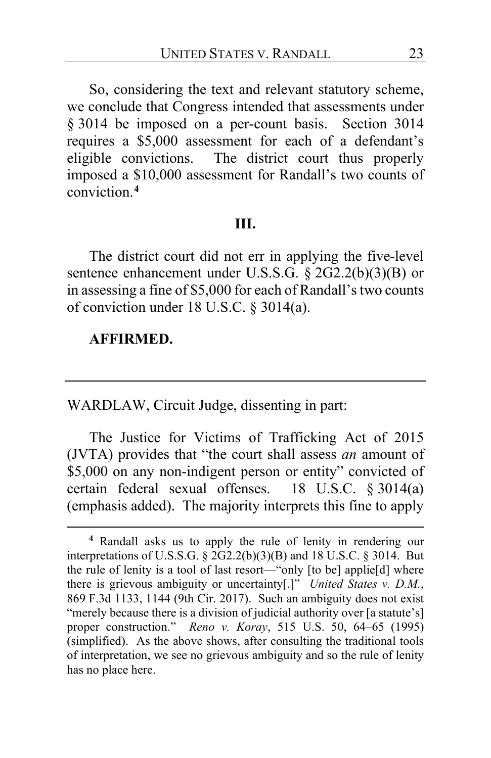So, considering the text and relevant statutory scheme, we conclude that Congress intended that assessments under § 3014 be imposed on a per-count basis. Section 3014 requires a $5,000 assessment for each of a defendant's eligible convictions. The district court thus properly imposed a $10,000 assessment for Randall's two counts of conviction.[4]

## III.

The district court did not err in applying the five-level sentence enhancement under U.S.S.G. § 2G2.2(b)(3)(B) or in assessing a fine of $5,000 for each of Randall's two counts of conviction under 18 U.S.C. § 3014(a).

**AFFIRMED.**

---

WARDLAW, Circuit Judge, dissenting in part:

The Justice for Victims of Trafficking Act of 2015 (JVTA) provides that "the court shall assess *an* amount of $5,000 on any non-indigent person or entity" convicted of certain federal sexual offenses. 18 U.S.C. § 3014(a) (emphasis added). The majority interprets this fine to apply

---

[4] Randall asks us to apply the rule of lenity in rendering our interpretations of U.S.S.G. § 2G2.2(b)(3)(B) and 18 U.S.C. § 3014. But the rule of lenity is a tool of last resort—"only [to be] applie[d] where there is grievous ambiguity or uncertainty[.]" *United States v. D.M.*, 869 F.3d 1133, 1144 (9th Cir. 2017). Such an ambiguity does not exist "merely because there is a division of judicial authority over [a statute's] proper construction." *Reno v. Koray*, 515 U.S. 50, 64–65 (1995) (simplified). As the above shows, after consulting the traditional tools of interpretation, we see no grievous ambiguity and so the rule of lenity has no place here.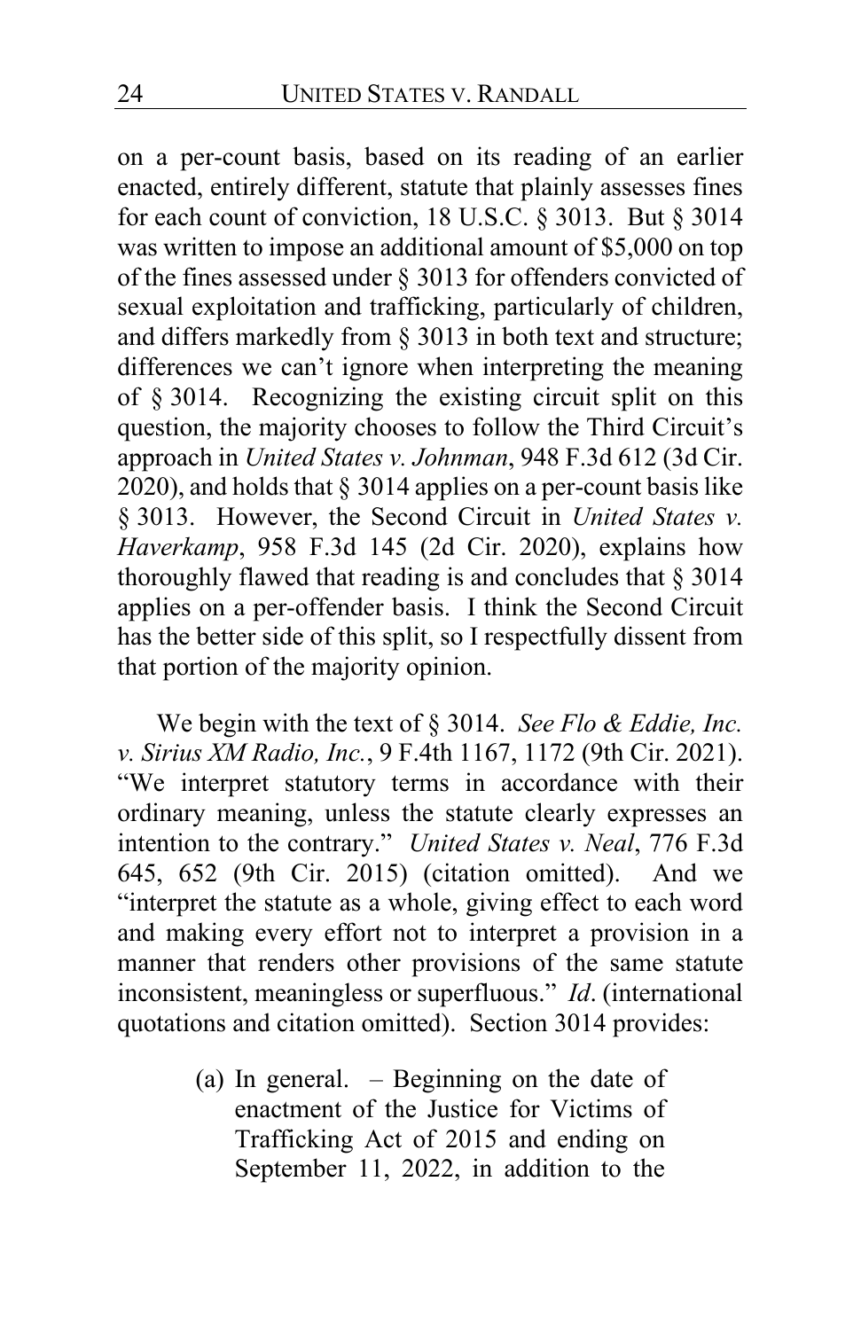on a per-count basis, based on its reading of an earlier enacted, entirely different, statute that plainly assesses fines for each count of conviction, 18 U.S.C. § 3013. But § 3014 was written to impose an additional amount of $5,000 on top of the fines assessed under § 3013 for offenders convicted of sexual exploitation and trafficking, particularly of children, and differs markedly from § 3013 in both text and structure; differences we can't ignore when interpreting the meaning of § 3014. Recognizing the existing circuit split on this question, the majority chooses to follow the Third Circuit's approach in *United States v. Johnman*, 948 F.3d 612 (3d Cir. 2020), and holds that § 3014 applies on a per-count basis like § 3013. However, the Second Circuit in *United States v. Haverkamp*, 958 F.3d 145 (2d Cir. 2020), explains how thoroughly flawed that reading is and concludes that § 3014 applies on a per-offender basis. I think the Second Circuit has the better side of this split, so I respectfully dissent from that portion of the majority opinion.

We begin with the text of § 3014. *See Flo & Eddie, Inc. v. Sirius XM Radio, Inc.*, 9 F.4th 1167, 1172 (9th Cir. 2021). "We interpret statutory terms in accordance with their ordinary meaning, unless the statute clearly expresses an intention to the contrary." *United States v. Neal*, 776 F.3d 645, 652 (9th Cir. 2015) (citation omitted). And we "interpret the statute as a whole, giving effect to each word and making every effort not to interpret a provision in a manner that renders other provisions of the same statute inconsistent, meaningless or superfluous." *Id*. (international quotations and citation omitted). Section 3014 provides:

> (a) In general. – Beginning on the date of enactment of the Justice for Victims of Trafficking Act of 2015 and ending on September 11, 2022, in addition to the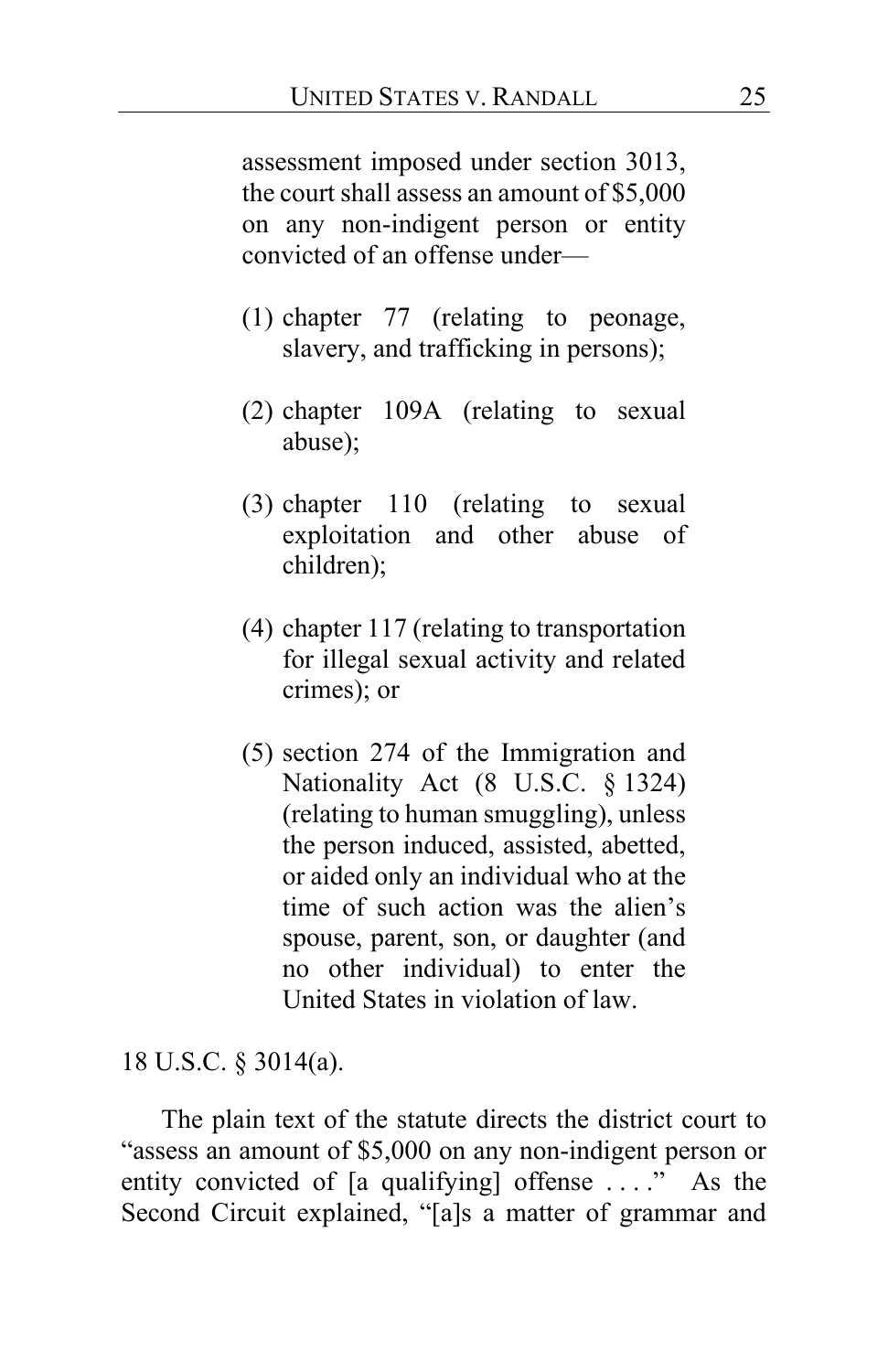> assessment imposed under section 3013, the court shall assess an amount of $5,000 on any non-indigent person or entity convicted of an offense under—
>
> (1) chapter 77 (relating to peonage, slavery, and trafficking in persons);
>
> (2) chapter 109A (relating to sexual abuse);
>
> (3) chapter 110 (relating to sexual exploitation and other abuse of children);
>
> (4) chapter 117 (relating to transportation for illegal sexual activity and related crimes); or
>
> (5) section 274 of the Immigration and Nationality Act (8 U.S.C. § 1324) (relating to human smuggling), unless the person induced, assisted, abetted, or aided only an individual who at the time of such action was the alien's spouse, parent, son, or daughter (and no other individual) to enter the United States in violation of law.

18 U.S.C. § 3014(a).

The plain text of the statute directs the district court to "assess an amount of $5,000 on any non-indigent person or entity convicted of [a qualifying] offense . . . ." As the Second Circuit explained, "[a]s a matter of grammar and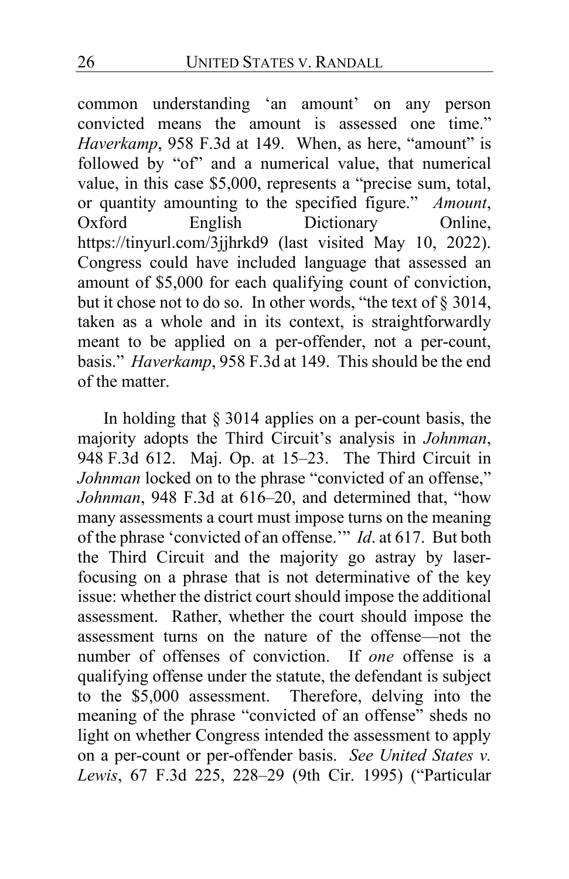common understanding 'an amount' on any person convicted means the amount is assessed one time." *Haverkamp*, 958 F.3d at 149. When, as here, "amount" is followed by "of" and a numerical value, that numerical value, in this case $5,000, represents a "precise sum, total, or quantity amounting to the specified figure." *Amount*, Oxford English Dictionary Online, https://tinyurl.com/3jjhrkd9 (last visited May 10, 2022). Congress could have included language that assessed an amount of $5,000 for each qualifying count of conviction, but it chose not to do so. In other words, "the text of § 3014, taken as a whole and in its context, is straightforwardly meant to be applied on a per-offender, not a per-count, basis." *Haverkamp*, 958 F.3d at 149. This should be the end of the matter.

In holding that § 3014 applies on a per-count basis, the majority adopts the Third Circuit's analysis in *Johnman*, 948 F.3d 612. Maj. Op. at 15–23. The Third Circuit in *Johnman* locked on to the phrase "convicted of an offense," *Johnman*, 948 F.3d at 616–20, and determined that, "how many assessments a court must impose turns on the meaning of the phrase 'convicted of an offense.'" *Id*. at 617. But both the Third Circuit and the majority go astray by laser-focusing on a phrase that is not determinative of the key issue: whether the district court should impose the additional assessment. Rather, whether the court should impose the assessment turns on the nature of the offense—not the number of offenses of conviction. If *one* offense is a qualifying offense under the statute, the defendant is subject to the $5,000 assessment. Therefore, delving into the meaning of the phrase "convicted of an offense" sheds no light on whether Congress intended the assessment to apply on a per-count or per-offender basis. *See United States v. Lewis*, 67 F.3d 225, 228–29 (9th Cir. 1995) ("Particular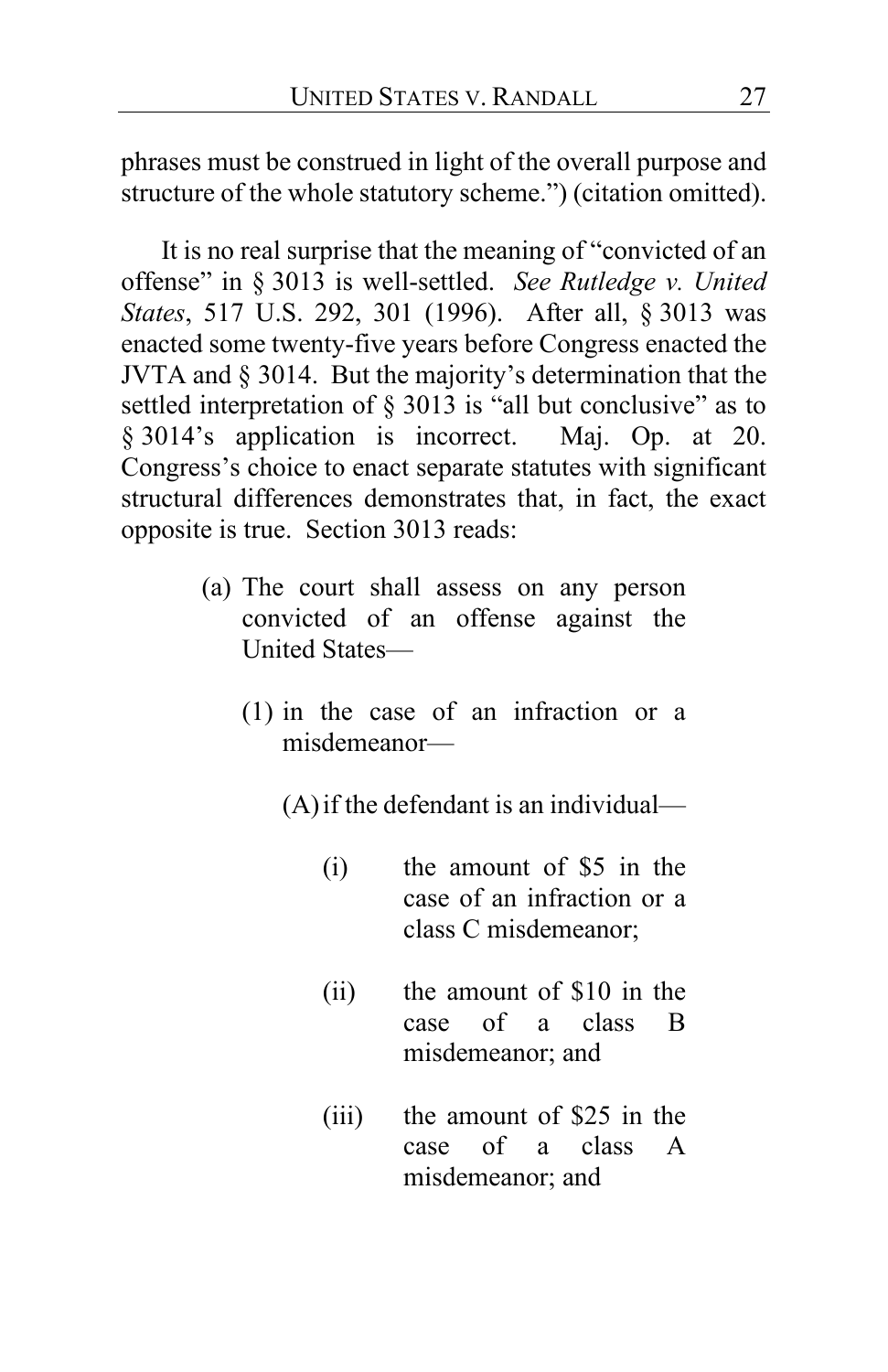phrases must be construed in light of the overall purpose and structure of the whole statutory scheme.") (citation omitted).

It is no real surprise that the meaning of "convicted of an offense" in § 3013 is well-settled. *See Rutledge v. United States*, 517 U.S. 292, 301 (1996). After all, § 3013 was enacted some twenty-five years before Congress enacted the JVTA and § 3014. But the majority's determination that the settled interpretation of § 3013 is "all but conclusive" as to § 3014's application is incorrect. Maj. Op. at 20. Congress's choice to enact separate statutes with significant structural differences demonstrates that, in fact, the exact opposite is true. Section 3013 reads:

> (a) The court shall assess on any person convicted of an offense against the United States—
>
> > (1) in the case of an infraction or a misdemeanor—
> >
> > > (A) if the defendant is an individual—
> > >
> > > > (i) the amount of $5 in the case of an infraction or a class C misdemeanor;
> > > >
> > > > (ii) the amount of $10 in the case of a class B misdemeanor; and
> > > >
> > > > (iii) the amount of $25 in the case of a class A misdemeanor; and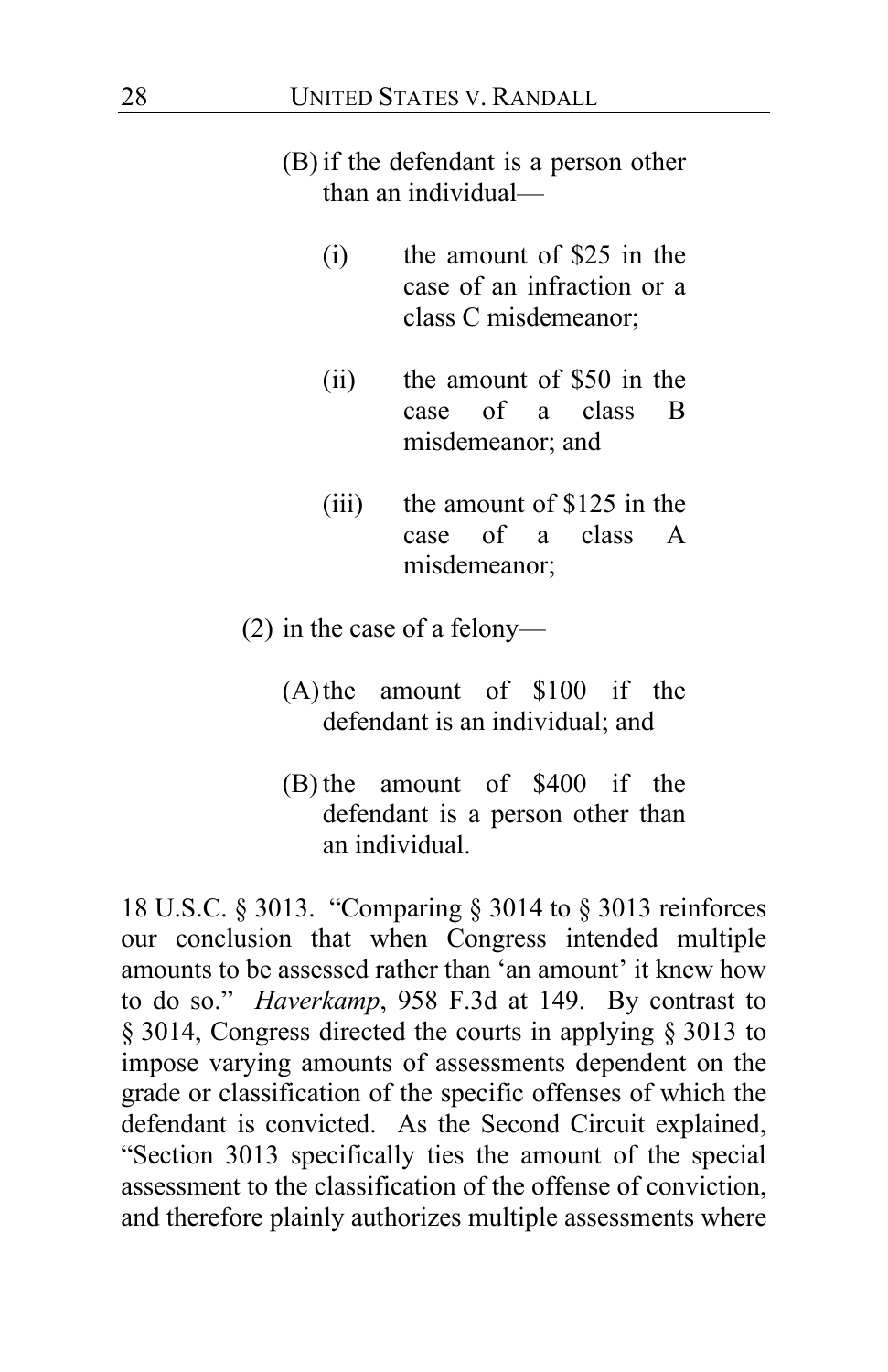(B) if the defendant is a person other than an individual—

(i) the amount of $25 in the case of an infraction or a class C misdemeanor;

(ii) the amount of $50 in the case of a class B misdemeanor; and

(iii) the amount of $125 in the case of a class A misdemeanor;

(2) in the case of a felony—

(A) the amount of $100 if the defendant is an individual; and

(B) the amount of $400 if the defendant is a person other than an individual.

18 U.S.C. § 3013. "Comparing § 3014 to § 3013 reinforces our conclusion that when Congress intended multiple amounts to be assessed rather than 'an amount' it knew how to do so." *Haverkamp*, 958 F.3d at 149. By contrast to § 3014, Congress directed the courts in applying § 3013 to impose varying amounts of assessments dependent on the grade or classification of the specific offenses of which the defendant is convicted. As the Second Circuit explained, "Section 3013 specifically ties the amount of the special assessment to the classification of the offense of conviction, and therefore plainly authorizes multiple assessments where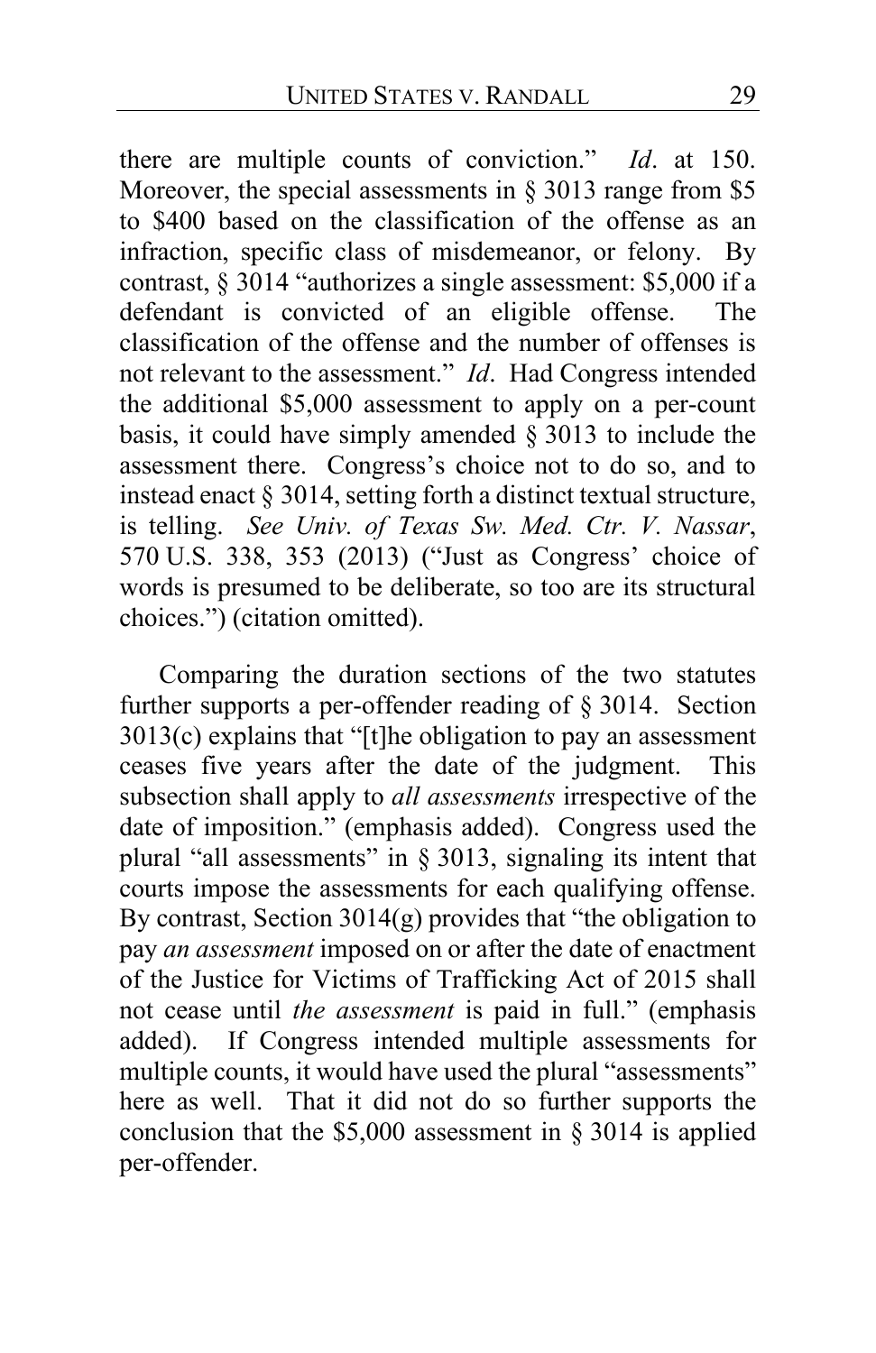there are multiple counts of conviction." *Id*. at 150. Moreover, the special assessments in § 3013 range from $5 to $400 based on the classification of the offense as an infraction, specific class of misdemeanor, or felony. By contrast, § 3014 "authorizes a single assessment: $5,000 if a defendant is convicted of an eligible offense. The classification of the offense and the number of offenses is not relevant to the assessment." *Id*. Had Congress intended the additional $5,000 assessment to apply on a per-count basis, it could have simply amended § 3013 to include the assessment there. Congress's choice not to do so, and to instead enact § 3014, setting forth a distinct textual structure, is telling. *See Univ. of Texas Sw. Med. Ctr. V. Nassar*, 570 U.S. 338, 353 (2013) ("Just as Congress' choice of words is presumed to be deliberate, so too are its structural choices.") (citation omitted).

Comparing the duration sections of the two statutes further supports a per-offender reading of § 3014. Section 3013(c) explains that "[t]he obligation to pay an assessment ceases five years after the date of the judgment. This subsection shall apply to *all assessments* irrespective of the date of imposition." (emphasis added). Congress used the plural "all assessments" in § 3013, signaling its intent that courts impose the assessments for each qualifying offense. By contrast, Section 3014(g) provides that "the obligation to pay *an assessment* imposed on or after the date of enactment of the Justice for Victims of Trafficking Act of 2015 shall not cease until *the assessment* is paid in full." (emphasis added). If Congress intended multiple assessments for multiple counts, it would have used the plural "assessments" here as well. That it did not do so further supports the conclusion that the $5,000 assessment in § 3014 is applied per-offender.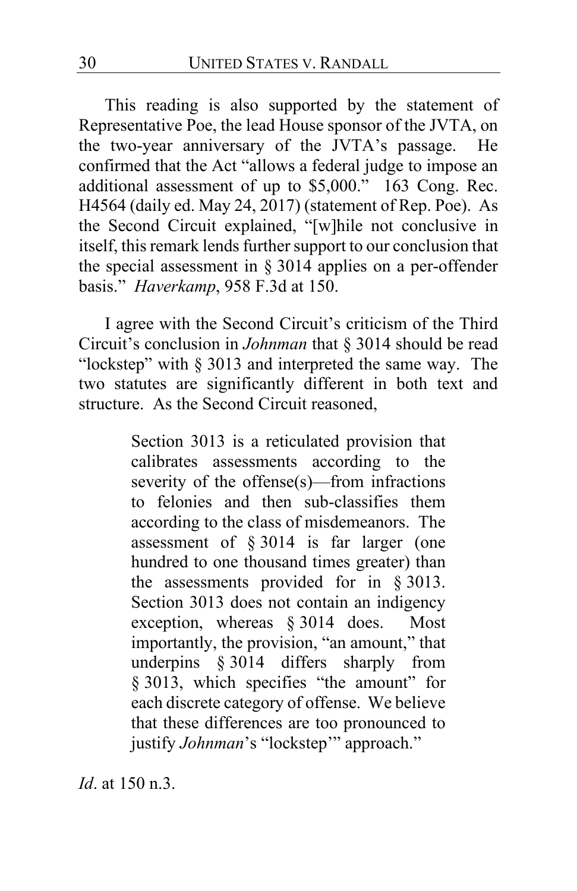This reading is also supported by the statement of Representative Poe, the lead House sponsor of the JVTA, on the two-year anniversary of the JVTA's passage. He confirmed that the Act "allows a federal judge to impose an additional assessment of up to $5,000." 163 Cong. Rec. H4564 (daily ed. May 24, 2017) (statement of Rep. Poe). As the Second Circuit explained, "[w]hile not conclusive in itself, this remark lends further support to our conclusion that the special assessment in § 3014 applies on a per-offender basis." *Haverkamp*, 958 F.3d at 150.

I agree with the Second Circuit's criticism of the Third Circuit's conclusion in *Johnman* that § 3014 should be read "lockstep" with § 3013 and interpreted the same way. The two statutes are significantly different in both text and structure. As the Second Circuit reasoned,

> Section 3013 is a reticulated provision that calibrates assessments according to the severity of the offense(s)—from infractions to felonies and then sub-classifies them according to the class of misdemeanors. The assessment of § 3014 is far larger (one hundred to one thousand times greater) than the assessments provided for in § 3013. Section 3013 does not contain an indigency exception, whereas § 3014 does. Most importantly, the provision, "an amount," that underpins § 3014 differs sharply from § 3013, which specifies "the amount" for each discrete category of offense. We believe that these differences are too pronounced to justify *Johnman*'s "lockstep'" approach."

*Id*. at 150 n.3.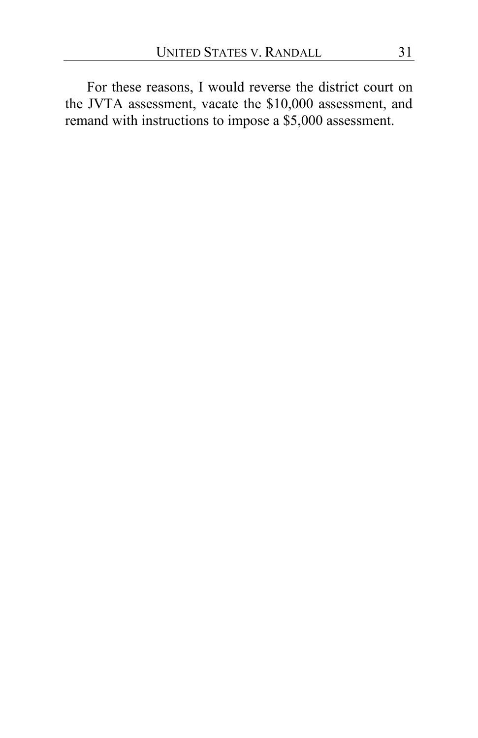For these reasons, I would reverse the district court on the JVTA assessment, vacate the $10,000 assessment, and remand with instructions to impose a $5,000 assessment.